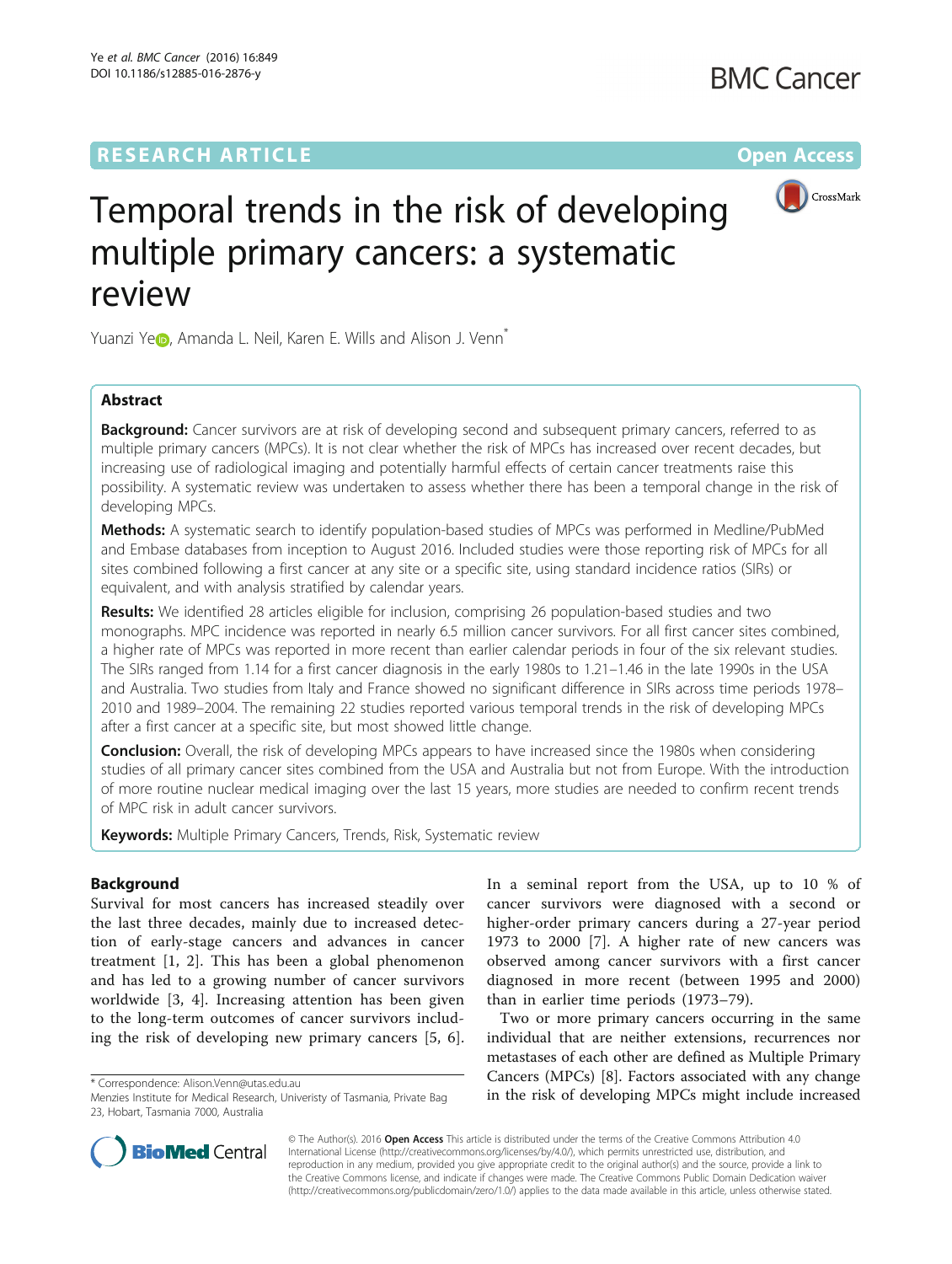RESEARCH ARTICLE

Open Access

# Temporal trends in the risk of developing multiple primary cancers: a systematic review

Yuanzi Ye, Amanda L. Neil, Karen E. Wills and Alison J. Venn*

## Abstract

**Background:** Cancer survivors are at risk of developing second and subsequent primary cancers, referred to as multiple primary cancers (MPCs). It is not clear whether the risk of MPCs has increased over recent decades, but increasing use of radiological imaging and potentially harmful effects of certain cancer treatments raise this possibility. A systematic review was undertaken to assess whether there has been a temporal change in the risk of developing MPCs.

**Methods:** A systematic search to identify population-based studies of MPCs was performed in Medline/PubMed and Embase databases from inception to August 2016. Included studies were those reporting risk of MPCs for all sites combined following a first cancer at any site or a specific site, using standard incidence ratios (SIRs) or equivalent, and with analysis stratified by calendar years.

**Results:** We identified 28 articles eligible for inclusion, comprising 26 population-based studies and two monographs. MPC incidence was reported in nearly 6.5 million cancer survivors. For all first cancer sites combined, a higher rate of MPCs was reported in more recent than earlier calendar periods in four of the six relevant studies. The SIRs ranged from 1.14 for a first cancer diagnosis in the early 1980s to 1.21–1.46 in the late 1990s in the USA and Australia. Two studies from Italy and France showed no significant difference in SIRs across time periods 1978–2010 and 1989–2004. The remaining 22 studies reported various temporal trends in the risk of developing MPCs after a first cancer at a specific site, but most showed little change.

**Conclusion:** Overall, the risk of developing MPCs appears to have increased since the 1980s when considering studies of all primary cancer sites combined from the USA and Australia but not from Europe. With the introduction of more routine nuclear medical imaging over the last 15 years, more studies are needed to confirm recent trends of MPC risk in adult cancer survivors.

**Keywords:** Multiple Primary Cancers, Trends, Risk, Systematic review

## Background

Survival for most cancers has increased steadily over the last three decades, mainly due to increased detection of early-stage cancers and advances in cancer treatment [1, 2]. This has been a global phenomenon and has led to a growing number of cancer survivors worldwide [3, 4]. Increasing attention has been given to the long-term outcomes of cancer survivors including the risk of developing new primary cancers [5, 6]. In a seminal report from the USA, up to 10 % of cancer survivors were diagnosed with a second or higher-order primary cancers during a 27-year period 1973 to 2000 [7]. A higher rate of new cancers was observed among cancer survivors with a first cancer diagnosed in more recent (between 1995 and 2000) than in earlier time periods (1973–79).

Two or more primary cancers occurring in the same individual that are neither extensions, recurrences nor metastases of each other are defined as Multiple Primary Cancers (MPCs) [8]. Factors associated with any change in the risk of developing MPCs might include increased

* Correspondence: Alison.Venn@utas.edu.au
Menzies Institute for Medical Research, Univeristy of Tasmania, Private Bag 23, Hobart, Tasmania 7000, Australia

© The Author(s). 2016 **Open Access** This article is distributed under the terms of the Creative Commons Attribution 4.0 International License (http://creativecommons.org/licenses/by/4.0/), which permits unrestricted use, distribution, and reproduction in any medium, provided you give appropriate credit to the original author(s) and the source, provide a link to the Creative Commons license, and indicate if changes were made. The Creative Commons Public Domain Dedication waiver (http://creativecommons.org/publicdomain/zero/1.0/) applies to the data made available in this article, unless otherwise stated.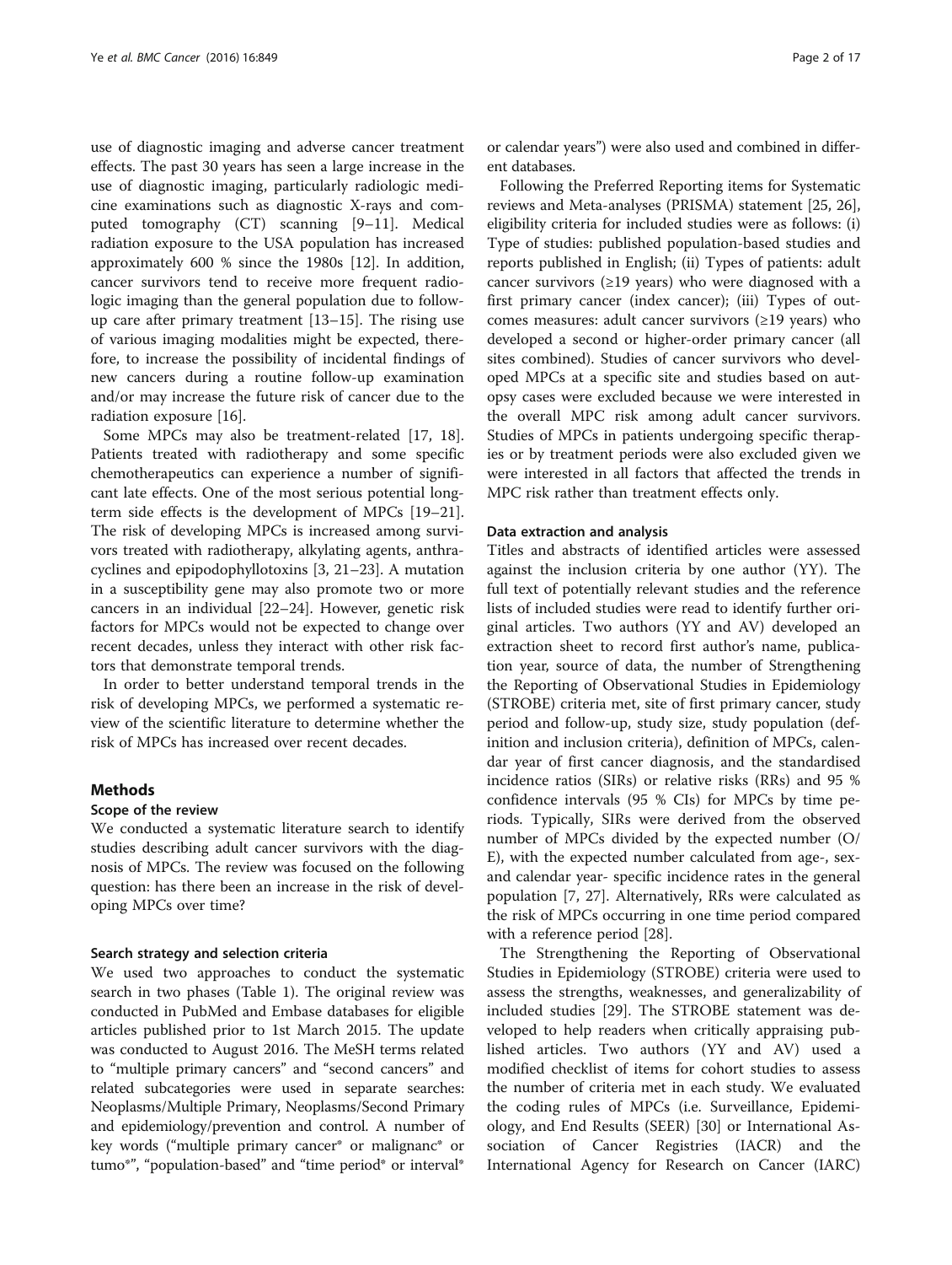use of diagnostic imaging and adverse cancer treatment effects. The past 30 years has seen a large increase in the use of diagnostic imaging, particularly radiologic medicine examinations such as diagnostic X-rays and computed tomography (CT) scanning [9–11]. Medical radiation exposure to the USA population has increased approximately 600 % since the 1980s [12]. In addition, cancer survivors tend to receive more frequent radiologic imaging than the general population due to follow-up care after primary treatment [13–15]. The rising use of various imaging modalities might be expected, therefore, to increase the possibility of incidental findings of new cancers during a routine follow-up examination and/or may increase the future risk of cancer due to the radiation exposure [16].

Some MPCs may also be treatment-related [17, 18]. Patients treated with radiotherapy and some specific chemotherapeutics can experience a number of significant late effects. One of the most serious potential long-term side effects is the development of MPCs [19–21]. The risk of developing MPCs is increased among survivors treated with radiotherapy, alkylating agents, anthracyclines and epipodophyllotoxins [3, 21–23]. A mutation in a susceptibility gene may also promote two or more cancers in an individual [22–24]. However, genetic risk factors for MPCs would not be expected to change over recent decades, unless they interact with other risk factors that demonstrate temporal trends.

In order to better understand temporal trends in the risk of developing MPCs, we performed a systematic review of the scientific literature to determine whether the risk of MPCs has increased over recent decades.

## Methods

### Scope of the review

We conducted a systematic literature search to identify studies describing adult cancer survivors with the diagnosis of MPCs. The review was focused on the following question: has there been an increase in the risk of developing MPCs over time?

### Search strategy and selection criteria

We used two approaches to conduct the systematic search in two phases (Table 1). The original review was conducted in PubMed and Embase databases for eligible articles published prior to 1st March 2015. The update was conducted to August 2016. The MeSH terms related to "multiple primary cancers" and "second cancers" and related subcategories were used in separate searches: Neoplasms/Multiple Primary, Neoplasms/Second Primary and epidemiology/prevention and control. A number of key words ("multiple primary cancer* or malignanc* or tumo*", "population-based" and "time period* or interval* or calendar years") were also used and combined in different databases.

Following the Preferred Reporting items for Systematic reviews and Meta-analyses (PRISMA) statement [25, 26], eligibility criteria for included studies were as follows: (i) Type of studies: published population-based studies and reports published in English; (ii) Types of patients: adult cancer survivors (≥19 years) who were diagnosed with a first primary cancer (index cancer); (iii) Types of outcomes measures: adult cancer survivors (≥19 years) who developed a second or higher-order primary cancer (all sites combined). Studies of cancer survivors who developed MPCs at a specific site and studies based on autopsy cases were excluded because we were interested in the overall MPC risk among adult cancer survivors. Studies of MPCs in patients undergoing specific therapies or by treatment periods were also excluded given we were interested in all factors that affected the trends in MPC risk rather than treatment effects only.

### Data extraction and analysis

Titles and abstracts of identified articles were assessed against the inclusion criteria by one author (YY). The full text of potentially relevant studies and the reference lists of included studies were read to identify further original articles. Two authors (YY and AV) developed an extraction sheet to record first author's name, publication year, source of data, the number of Strengthening the Reporting of Observational Studies in Epidemiology (STROBE) criteria met, site of first primary cancer, study period and follow-up, study size, study population (definition and inclusion criteria), definition of MPCs, calendar year of first cancer diagnosis, and the standardised incidence ratios (SIRs) or relative risks (RRs) and 95 % confidence intervals (95 % CIs) for MPCs by time periods. Typically, SIRs were derived from the observed number of MPCs divided by the expected number (O/E), with the expected number calculated from age-, sex- and calendar year- specific incidence rates in the general population [7, 27]. Alternatively, RRs were calculated as the risk of MPCs occurring in one time period compared with a reference period [28].

The Strengthening the Reporting of Observational Studies in Epidemiology (STROBE) criteria were used to assess the strengths, weaknesses, and generalizability of included studies [29]. The STROBE statement was developed to help readers when critically appraising published articles. Two authors (YY and AV) used a modified checklist of items for cohort studies to assess the number of criteria met in each study. We evaluated the coding rules of MPCs (i.e. Surveillance, Epidemiology, and End Results (SEER) [30] or International Association of Cancer Registries (IACR) and the International Agency for Research on Cancer (IARC)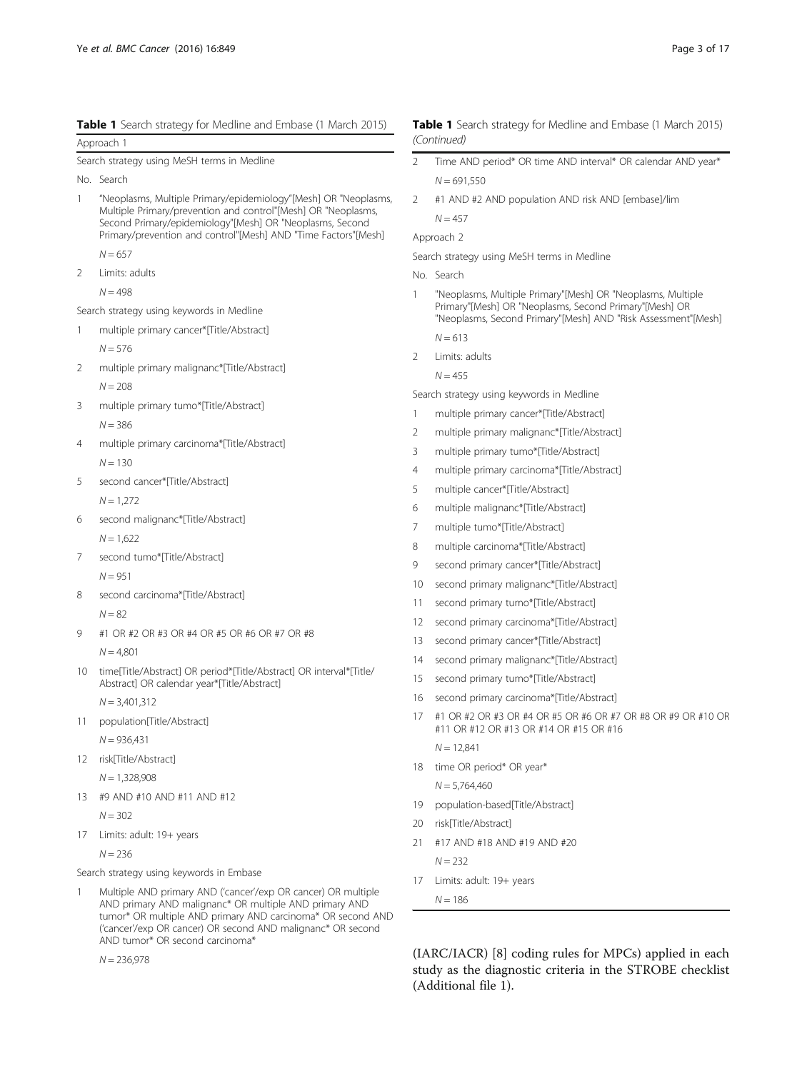**Table 1** Search strategy for Medline and Embase (1 March 2015)

| No. | Search |
|---|---|
| **Approach 1** | |
| **Search strategy using MeSH terms in Medline** | |
| 1 | "Neoplasms, Multiple Primary/epidemiology"[Mesh] OR "Neoplasms, Multiple Primary/prevention and control"[Mesh] OR "Neoplasms, Second Primary/epidemiology"[Mesh] OR "Neoplasms, Second Primary/prevention and control"[Mesh] AND "Time Factors"[Mesh] |
| | N = 657 |
| 2 | Limits: adults |
| | N = 498 |
| **Search strategy using keywords in Medline** | |
| 1 | multiple primary cancer*[Title/Abstract] |
| | N = 576 |
| 2 | multiple primary malignanc*[Title/Abstract] |
| | N = 208 |
| 3 | multiple primary tumo*[Title/Abstract] |
| | N = 386 |
| 4 | multiple primary carcinoma*[Title/Abstract] |
| | N = 130 |
| 5 | second cancer*[Title/Abstract] |
| | N = 1,272 |
| 6 | second malignanc*[Title/Abstract] |
| | N = 1,622 |
| 7 | second tumo*[Title/Abstract] |
| | N = 951 |
| 8 | second carcinoma*[Title/Abstract] |
| | N = 82 |
| 9 | #1 OR #2 OR #3 OR #4 OR #5 OR #6 OR #7 OR #8 |
| | N = 4,801 |
| 10 | time[Title/Abstract] OR period*[Title/Abstract] OR interval*[Title/Abstract] OR calendar year*[Title/Abstract] |
| | N = 3,401,312 |
| 11 | population[Title/Abstract] |
| | N = 936,431 |
| 12 | risk[Title/Abstract] |
| | N = 1,328,908 |
| 13 | #9 AND #10 AND #11 AND #12 |
| | N = 302 |
| 17 | Limits: adult: 19+ years |
| | N = 236 |
| **Search strategy using keywords in Embase** | |
| 1 | Multiple AND primary AND ('cancer'/exp OR cancer) OR multiple AND primary AND malignanc* OR multiple AND primary AND tumor* OR multiple AND primary AND carcinoma* OR second AND ('cancer'/exp OR cancer) OR second AND malignanc* OR second AND tumor* OR second carcinoma* |
| | N = 236,978 |
| 2 | Time AND period* OR time AND interval* OR calendar AND year* |
| | N = 691,550 |
| 2 | #1 AND #2 AND population AND risk AND [embase]/lim |
| | N = 457 |
| **Approach 2** | |
| **Search strategy using MeSH terms in Medline** | |
| 1 | "Neoplasms, Multiple Primary"[Mesh] OR "Neoplasms, Multiple Primary"[Mesh] OR "Neoplasms, Second Primary"[Mesh] OR "Neoplasms, Second Primary"[Mesh] AND "Risk Assessment"[Mesh] |
| | N = 613 |
| 2 | Limits: adults |
| | N = 455 |
| **Search strategy using keywords in Medline** | |
| 1 | multiple primary cancer*[Title/Abstract] |
| 2 | multiple primary malignanc*[Title/Abstract] |
| 3 | multiple primary tumo*[Title/Abstract] |
| 4 | multiple primary carcinoma*[Title/Abstract] |
| 5 | multiple cancer*[Title/Abstract] |
| 6 | multiple malignanc*[Title/Abstract] |
| 7 | multiple tumo*[Title/Abstract] |
| 8 | multiple carcinoma*[Title/Abstract] |
| 9 | second primary cancer*[Title/Abstract] |
| 10 | second primary malignanc*[Title/Abstract] |
| 11 | second primary tumo*[Title/Abstract] |
| 12 | second primary carcinoma*[Title/Abstract] |
| 13 | second primary cancer*[Title/Abstract] |
| 14 | second primary malignanc*[Title/Abstract] |
| 15 | second primary tumo*[Title/Abstract] |
| 16 | second primary carcinoma*[Title/Abstract] |
| 17 | #1 OR #2 OR #3 OR #4 OR #5 OR #6 OR #7 OR #8 OR #9 OR #10 OR #11 OR #12 OR #13 OR #14 OR #15 OR #16 |
| | N = 12,841 |
| 18 | time OR period* OR year* |
| | N = 5,764,460 |
| 19 | population-based[Title/Abstract] |
| 20 | risk[Title/Abstract] |
| 21 | #17 AND #18 AND #19 AND #20 |
| | N = 232 |
| 17 | Limits: adult: 19+ years |
| | N = 186 |

(IARC/IACR) [8] coding rules for MPCs) applied in each study as the diagnostic criteria in the STROBE checklist (Additional file 1).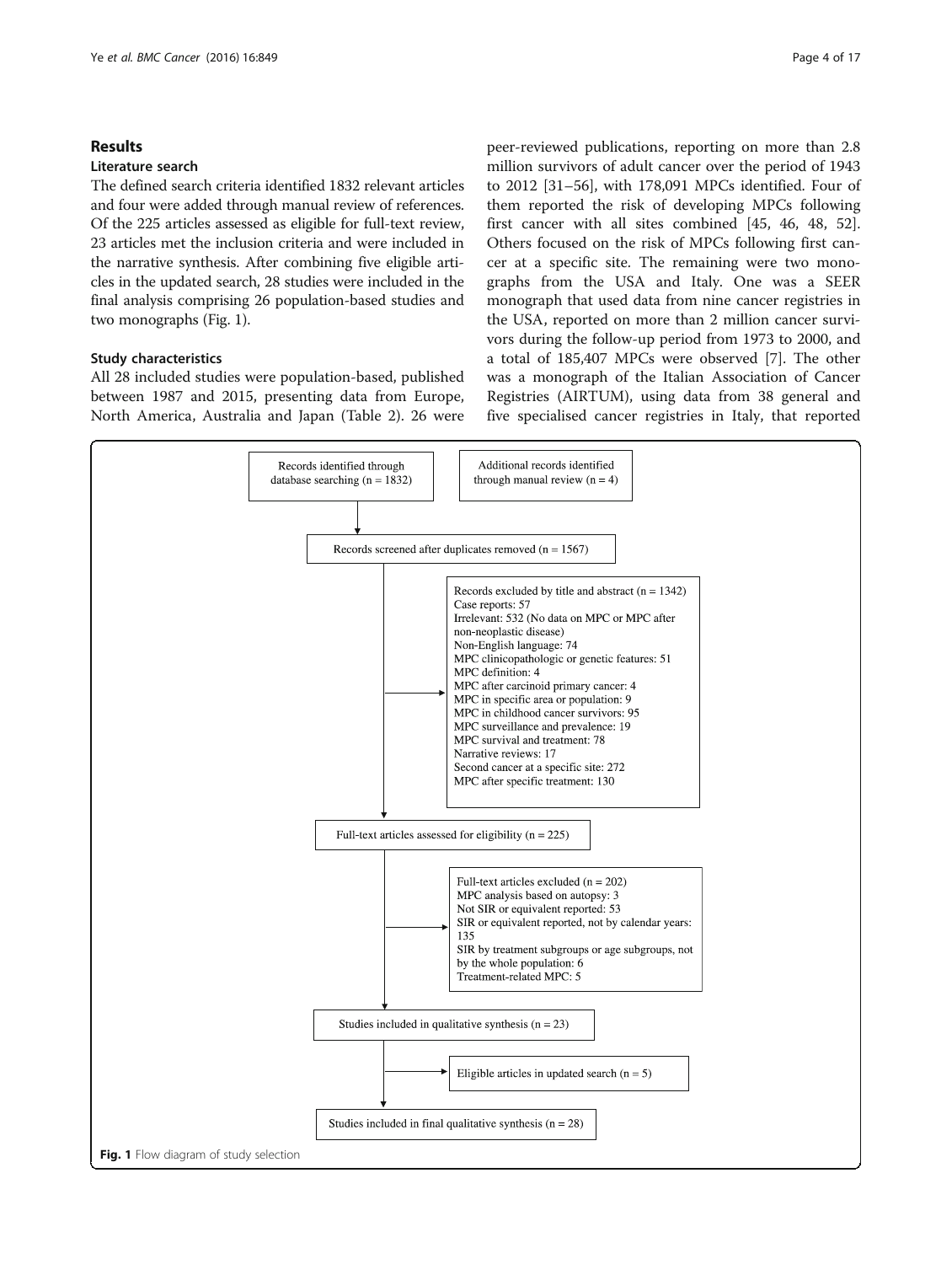## Results

### Literature search

The defined search criteria identified 1832 relevant articles and four were added through manual review of references. Of the 225 articles assessed as eligible for full-text review, 23 articles met the inclusion criteria and were included in the narrative synthesis. After combining five eligible articles in the updated search, 28 studies were included in the final analysis comprising 26 population-based studies and two monographs (Fig. 1).

### Study characteristics

All 28 included studies were population-based, published between 1987 and 2015, presenting data from Europe, North America, Australia and Japan (Table 2). 26 were peer-reviewed publications, reporting on more than 2.8 million survivors of adult cancer over the period of 1943 to 2012 [31–56], with 178,091 MPCs identified. Four of them reported the risk of developing MPCs following first cancer with all sites combined [45, 46, 48, 52]. Others focused on the risk of MPCs following first cancer at a specific site. The remaining were two monographs from the USA and Italy. One was a SEER monograph that used data from nine cancer registries in the USA, reported on more than 2 million cancer survivors during the follow-up period from 1973 to 2000, and a total of 185,407 MPCs were observed [7]. The other was a monograph of the Italian Association of Cancer Registries (AIRTUM), using data from 38 general and five specialised cancer registries in Italy, that reported

Records identified through database searching (n = 1832)

Additional records identified through manual review (n = 4)

Records screened after duplicates removed (n = 1567)

Records excluded by title and abstract (n = 1342)
Case reports: 57
Irrelevant: 532 (No data on MPC or MPC after non-neoplastic disease)
Non-English language: 74
MPC clinicopathologic or genetic features: 51
MPC definition: 4
MPC after carcinoid primary cancer: 4
MPC in specific area or population: 9
MPC in childhood cancer survivors: 95
MPC surveillance and prevalence: 19
MPC survival and treatment: 78
Narrative reviews: 17
Second cancer at a specific site: 272
MPC after specific treatment: 130

Full-text articles assessed for eligibility (n = 225)

Full-text articles excluded (n = 202)
MPC analysis based on autopsy: 3
Not SIR or equivalent reported: 53
SIR or equivalent reported, not by calendar years: 135
SIR by treatment subgroups or age subgroups, not by the whole population: 6
Treatment-related MPC: 5

Studies included in qualitative synthesis (n = 23)

Eligible articles in updated search (n = 5)

Studies included in final qualitative synthesis (n = 28)

**Fig. 1** Flow diagram of study selection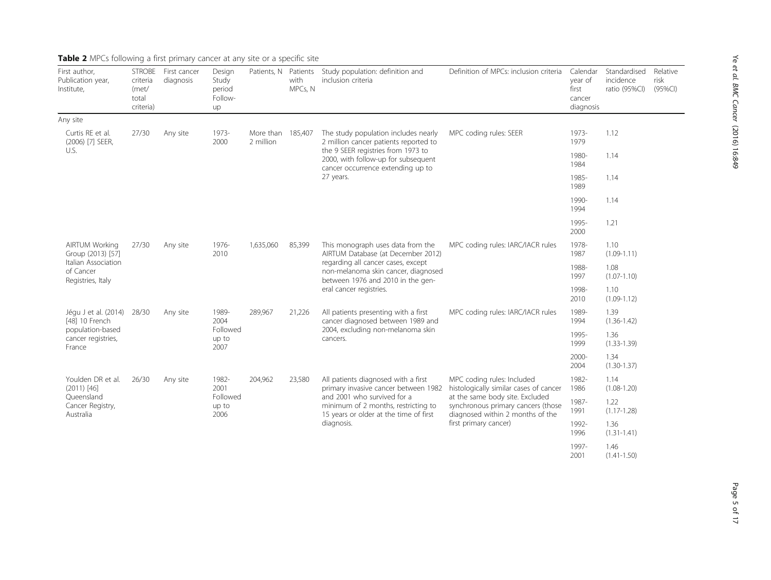**Table 2** MPCs following a first primary cancer at any site or a specific site

| First author, Publication year, Institute, | STROBE criteria (met/ total criteria) | First cancer diagnosis | Design Study period Follow-up | Patients, N | Patients with MPCs, N | Study population: definition and inclusion criteria | Definition of MPCs: inclusion criteria | Calendar year of first cancer diagnosis | Standardised incidence ratio (95%CI) | Relative risk (95%CI) |
|---|---|---|---|---|---|---|---|---|---|---|
| Any site | | | | | | | | | | |
| Curtis RE et al. (2006) [7] SEER, U.S. | 27/30 | Any site | 1973-2000 | More than 2 million | 185,407 | The study population includes nearly 2 million cancer patients reported to the 9 SEER registries from 1973 to 2000, with follow-up for subsequent cancer occurrence extending up to 27 years. | MPC coding rules: SEER | 1973-1979 | 1.12 | |
| | | | | | | | | 1980-1984 | 1.14 | |
| | | | | | | | | 1985-1989 | 1.14 | |
| | | | | | | | | 1990-1994 | 1.14 | |
| | | | | | | | | 1995-2000 | 1.21 | |
| AIRTUM Working Group (2013) [57] Italian Association of Cancer Registries, Italy | 27/30 | Any site | 1976-2010 | 1,635,060 | 85,399 | This monograph uses data from the AIRTUM Database (at December 2012) regarding all cancer cases, except non-melanoma skin cancer, diagnosed between 1976 and 2010 in the general cancer registries. | MPC coding rules: IARC/IACR rules | 1978-1987 | 1.10 (1.09-1.11) | |
| | | | | | | | | 1988-1997 | 1.08 (1.07-1.10) | |
| | | | | | | | | 1998-2010 | 1.10 (1.09-1.12) | |
| Jégu J et al. (2014) [48] 10 French population-based cancer registries, France | 28/30 | Any site | 1989-2004 Followed up to 2007 | 289,967 | 21,226 | All patients presenting with a first cancer diagnosed between 1989 and 2004, excluding non-melanoma skin cancers. | MPC coding rules: IARC/IACR rules | 1989-1994 | 1.39 (1.36-1.42) | |
| | | | | | | | | 1995-1999 | 1.36 (1.33-1.39) | |
| | | | | | | | | 2000-2004 | 1.34 (1.30-1.37) | |
| Youlden DR et al. (2011) [46] Queensland Cancer Registry, Australia | 26/30 | Any site | 1982-2001 Followed up to 2006 | 204,962 | 23,580 | All patients diagnosed with a first primary invasive cancer between 1982 and 2001 who survived for a minimum of 2 months, restricting to 15 years or older at the time of first diagnosis. | MPC coding rules: Included histologically similar cases of cancer at the same body site. Excluded synchronous primary cancers (those diagnosed within 2 months of the first primary cancer) | 1982-1986 | 1.14 (1.08-1.20) | |
| | | | | | | | | 1987-1991 | 1.22 (1.17-1.28) | |
| | | | | | | | | 1992-1996 | 1.36 (1.31-1.41) | |
| | | | | | | | | 1997-2001 | 1.46 (1.41-1.50) | |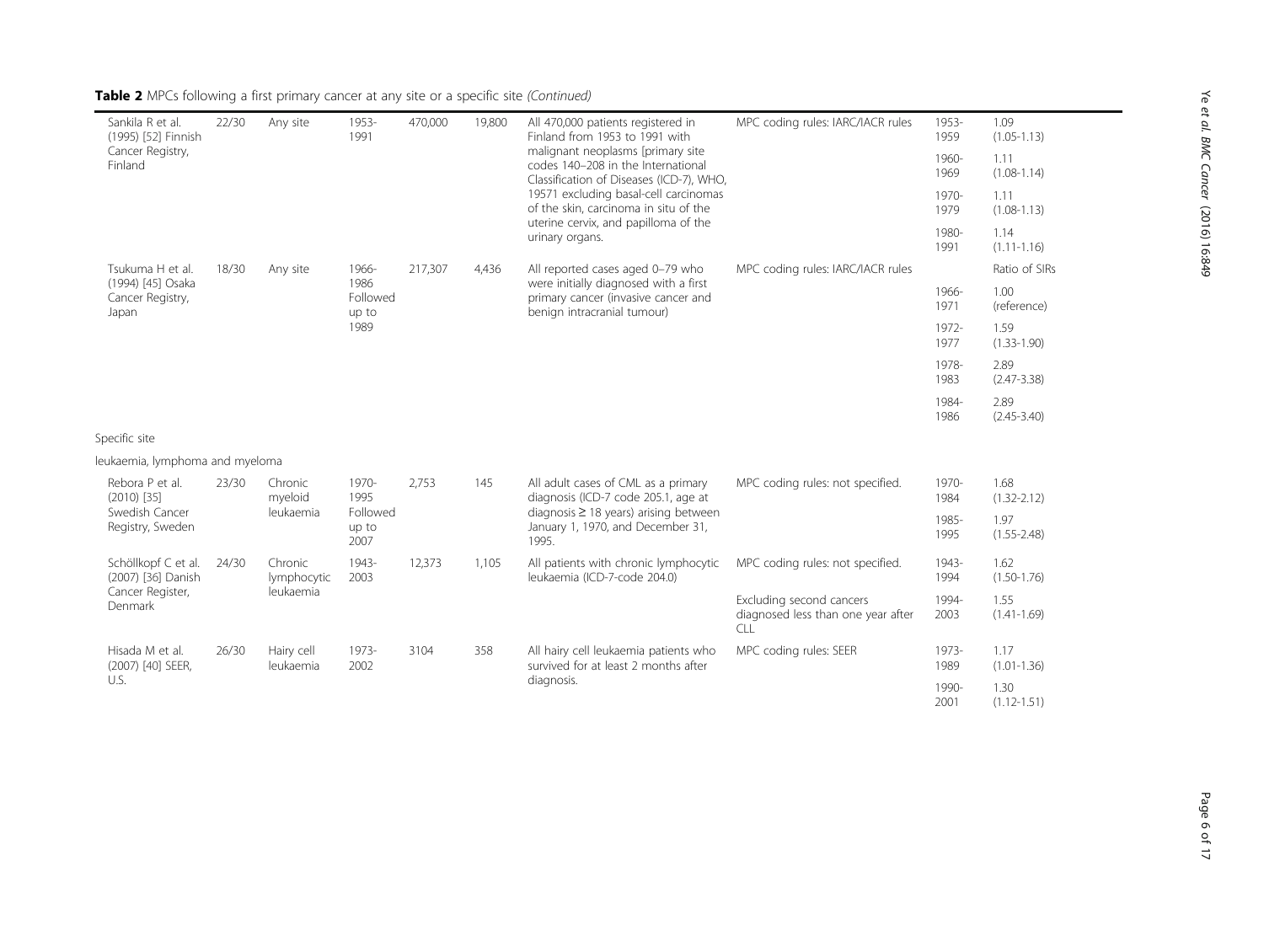**Table 2** MPCs following a first primary cancer at any site or a specific site *(Continued)*

| | | | | | | | | | |
|---|---|---|---|---|---|---|---|---|---|
| Sankila R et al. (1995) [52] Finnish Cancer Registry, Finland | 22/30 | Any site | 1953-1991 | 470,000 | 19,800 | All 470,000 patients registered in Finland from 1953 to 1991 with malignant neoplasms [primary site codes 140–208 in the International Classification of Diseases (ICD-7), WHO, 19571 excluding basal-cell carcinomas of the skin, carcinoma in situ of the uterine cervix, and papilloma of the urinary organs. | MPC coding rules: IARC/IACR rules | 1953-1959 | 1.09 (1.05-1.13) |
| | | | | | | | | 1960-1969 | 1.11 (1.08-1.14) |
| | | | | | | | | 1970-1979 | 1.11 (1.08-1.13) |
| | | | | | | | | 1980-1991 | 1.14 (1.11-1.16) |
| Tsukuma H et al. (1994) [45] Osaka Cancer Registry, Japan | 18/30 | Any site | 1966-1986 Followed up to 1989 | 217,307 | 4,436 | All reported cases aged 0–79 who were initially diagnosed with a first primary cancer (invasive cancer and benign intracranial tumour) | MPC coding rules: IARC/IACR rules | | Ratio of SIRs |
| | | | | | | | | 1966-1971 | 1.00 (reference) |
| | | | | | | | | 1972-1977 | 1.59 (1.33-1.90) |
| | | | | | | | | 1978-1983 | 2.89 (2.47-3.38) |
| | | | | | | | | 1984-1986 | 2.89 (2.45-3.40) |
| Specific site | | | | | | | | | |
| leukaemia, lymphoma and myeloma | | | | | | | | | |
| Rebora P et al. (2010) [35] Swedish Cancer Registry, Sweden | 23/30 | Chronic myeloid leukaemia | 1970-1995 Followed up to 2007 | 2,753 | 145 | All adult cases of CML as a primary diagnosis (ICD-7 code 205.1, age at diagnosis ≥ 18 years) arising between January 1, 1970, and December 31, 1995. | MPC coding rules: not specified. | 1970-1984 | 1.68 (1.32-2.12) |
| | | | | | | | | 1985-1995 | 1.97 (1.55-2.48) |
| Schöllkopf C et al. (2007) [36] Danish Cancer Register, Denmark | 24/30 | Chronic lymphocytic leukaemia | 1943-2003 | 12,373 | 1,105 | All patients with chronic lymphocytic leukaemia (ICD-7-code 204.0) | MPC coding rules: not specified. | 1943-1994 | 1.62 (1.50-1.76) |
| | | | | | | | Excluding second cancers diagnosed less than one year after CLL | 1994-2003 | 1.55 (1.41-1.69) |
| Hisada M et al. (2007) [40] SEER, U.S. | 26/30 | Hairy cell leukaemia | 1973-2002 | 3104 | 358 | All hairy cell leukaemia patients who survived for at least 2 months after diagnosis. | MPC coding rules: SEER | 1973-1989 | 1.17 (1.01-1.36) |
| | | | | | | | | 1990-2001 | 1.30 (1.12-1.51) |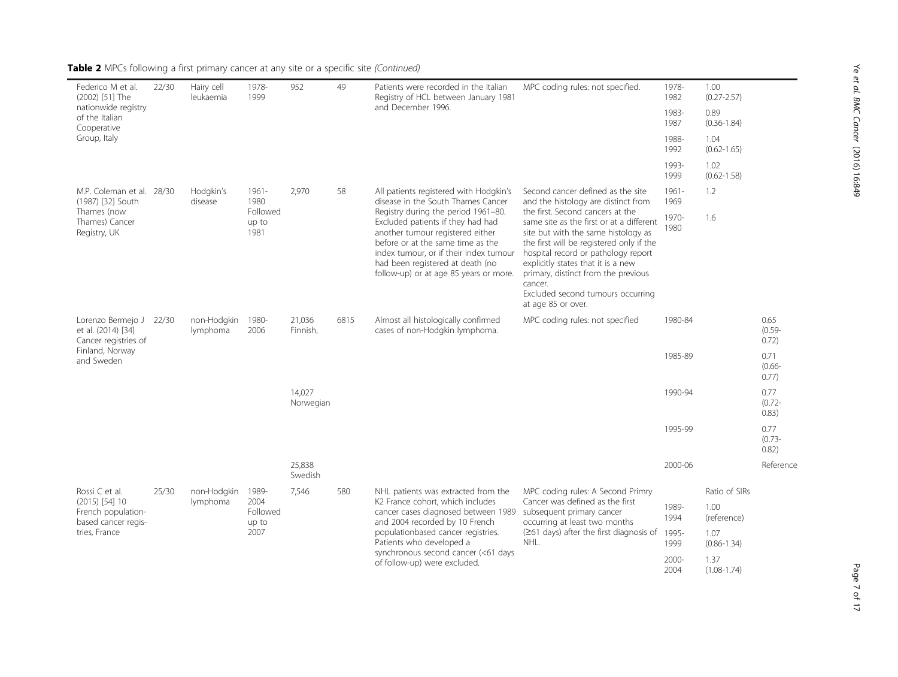**Table 2** MPCs following a first primary cancer at any site or a specific site *(Continued)*

| | | | | | | | | | | |
|---|---|---|---|---|---|---|---|---|---|---|
| Federico M et al. (2002) [51] The nationwide registry of the Italian Cooperative Group, Italy | 22/30 | Hairy cell leukaemia | 1978-1999 | 952 | 49 | Patients were recorded in the Italian Registry of HCL between January 1981 and December 1996. | MPC coding rules: not specified. | 1978-1982 | 1.00 (0.27-2.57) | |
| | | | | | | | | 1983-1987 | 0.89 (0.36-1.84) | |
| | | | | | | | | 1988-1992 | 1.04 (0.62-1.65) | |
| | | | | | | | | 1993-1999 | 1.02 (0.62-1.58) | |
| M.P. Coleman et al. (1987) [32] South Thames (now Thames) Cancer Registry, UK | 28/30 | Hodgkin's disease | 1961-1980 Followed up to 1981 | 2,970 | 58 | All patients registered with Hodgkin's disease in the South Thames Cancer Registry during the period 1961–80. Excluded patients if they had had another tumour registered either before or at the same time as the index tumour, or if their index tumour had been registered at death (no follow-up) or at age 85 years or more. | Second cancer defined as the site and the histology are distinct from the first. Second cancers at the same site as the first or at a different site but with the same histology as the first will be registered only if the hospital record or pathology report explicitly states that it is a new primary, distinct from the previous cancer. Excluded second tumours occurring at age 85 or over. | 1961-1969 | 1.2 | |
| | | | | | | | | 1970-1980 | 1.6 | |
| Lorenzo Bermejo J et al. (2014) [34] Cancer registries of Finland, Norway and Sweden | 22/30 | non-Hodgkin lymphoma | 1980-2006 | 21,036 Finnish, | 6815 | Almost all histologically confirmed cases of non-Hodgkin lymphoma. | MPC coding rules: not specified | 1980-84 | | 0.65 (0.59-0.72) |
| | | | | | | | | 1985-89 | | 0.71 (0.66-0.77) |
| | | | | 14,027 Norwegian | | | | 1990-94 | | 0.77 (0.72-0.83) |
| | | | | | | | | 1995-99 | | 0.77 (0.73-0.82) |
| | | | | 25,838 Swedish | | | | 2000-06 | | Reference |
| Rossi C et al. (2015) [54] 10 French population-based cancer registries, France | 25/30 | non-Hodgkin lymphoma | 1989-2004 Followed up to 2007 | 7,546 | 580 | NHL patients was extracted from the K2 France cohort, which includes cancer cases diagnosed between 1989 and 2004 recorded by 10 French populationbased cancer registries. Patients who developed a synchronous second cancer (<61 days of follow-up) were excluded. | MPC coding rules: A Second Primry Cancer was defined as the first subsequent primary cancer occurring at least two months (≥61 days) after the first diagnosis of NHL. | | Ratio of SIRs | |
| | | | | | | | | 1989-1994 | 1.00 (reference) | |
| | | | | | | | | 1995-1999 | 1.07 (0.86-1.34) | |
| | | | | | | | | 2000-2004 | 1.37 (1.08-1.74) | |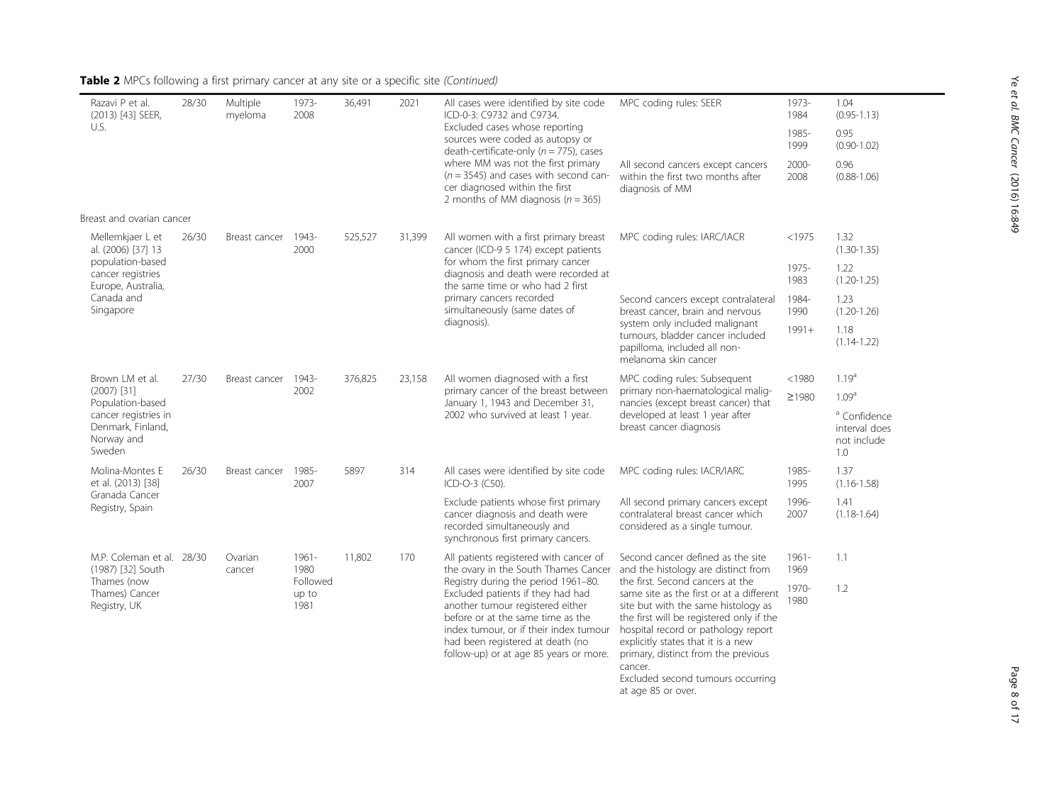**Table 2** MPCs following a first primary cancer at any site or a specific site *(Continued)*

| | | | | | | | | | |
|---|---|---|---|---|---|---|---|---|---|
| Razavi P et al. (2013) [43] SEER, U.S. | 28/30 | Multiple myeloma | 1973-2008 | 36,491 | 2021 | All cases were identified by site code ICD-0-3: C9732 and C9734. Excluded cases whose reporting sources were coded as autopsy or death-certificate-only ($n = 775$), cases where MM was not the first primary ($n = 3545$) and cases with second cancer diagnosed within the first 2 months of MM diagnosis ($n = 365$) | MPC coding rules: SEER<br>All second cancers except cancers within the first two months after diagnosis of MM | 1973-1984<br>1985-1999<br>2000-2008 | 1.04 (0.95-1.13)<br>0.95 (0.90-1.02)<br>0.96 (0.88-1.06) |
| Breast and ovarian cancer | | | | | | | | | |
| Mellemkjaer L et al. (2006) [37] 13 population-based cancer registries Europe, Australia, Canada and Singapore | 26/30 | Breast cancer | 1943-2000 | 525,527 | 31,399 | All women with a first primary breast cancer (ICD-9 5 174) except patients for whom the first primary cancer diagnosis and death were recorded at the same time or who had 2 first primary cancers recorded simultaneously (same dates of diagnosis). | MPC coding rules: IARC/IACR<br>Second cancers except contralateral breast cancer, brain and nervous system only included malignant tumours, bladder cancer included papilloma, included all non-melanoma skin cancer | <1975<br>1975-1983<br>1984-1990<br>1991+ | 1.32 (1.30-1.35)<br>1.22 (1.20-1.25)<br>1.23 (1.20-1.26)<br>1.18 (1.14-1.22) |
| Brown LM et al. (2007) [31] Population-based cancer registries in Denmark, Finland, Norway and Sweden | 27/30 | Breast cancer | 1943-2002 | 376,825 | 23,158 | All women diagnosed with a first primary cancer of the breast between January 1, 1943 and December 31, 2002 who survived at least 1 year. | MPC coding rules: Subsequent primary non-haematological malignancies (except breast cancer) that developed at least 1 year after breast cancer diagnosis | <1980<br>≥1980 | 1.19[a]<br>1.09[a]<br>[a] Confidence interval does not include 1.0 |
| Molina-Montes E et al. (2013) [38] Granada Cancer Registry, Spain | 26/30 | Breast cancer | 1985-2007 | 5897 | 314 | All cases were identified by site code ICD-O-3 (C50).<br>Exclude patients whose first primary cancer diagnosis and death were recorded simultaneously and synchronous first primary cancers. | MPC coding rules: IACR/IARC<br>All second primary cancers except contralateral breast cancer which considered as a single tumour. | 1985-1995<br>1996-2007 | 1.37 (1.16-1.58)<br>1.41 (1.18-1.64) |
| M.P. Coleman et al. (1987) [32] South Thames (now Thames) Cancer Registry, UK | 28/30 | Ovarian cancer | 1961-1980 Followed up to 1981 | 11,802 | 170 | All patients registered with cancer of the ovary in the South Thames Cancer Registry during the period 1961–80. Excluded patients if they had had another tumour registered either before or at the same time as the index tumour, or if their index tumour had been registered at death (no follow-up) or at age 85 years or more. | Second cancer defined as the site and the histology are distinct from the first. Second cancers at the same site as the first or at a different site but with the same histology as the first will be registered only if the hospital record or pathology report explicitly states that it is a new primary, distinct from the previous cancer.<br>Excluded second tumours occurring at age 85 or over. | 1961-1969<br>1970-1980 | 1.1<br>1.2 |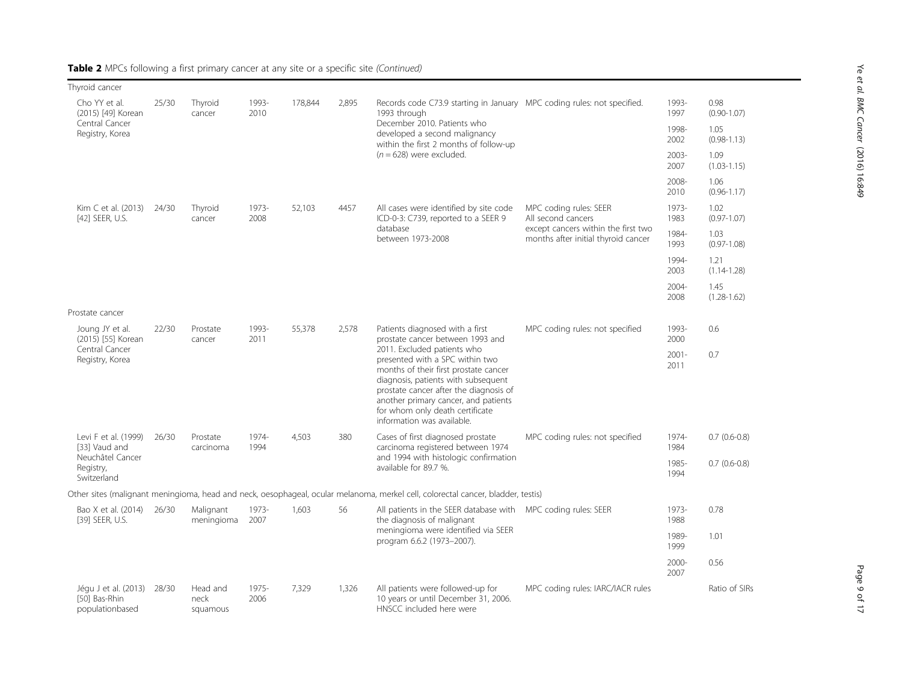**Table 2** MPCs following a first primary cancer at any site or a specific site *(Continued)*

| | | | | | | | | | |
|---|---|---|---|---|---|---|---|---|---|
| Thyroid cancer | | | | | | | | | |
| Cho YY et al. (2015) [49] Korean Central Cancer Registry, Korea | 25/30 | Thyroid cancer | 1993-2010 | 178,844 | 2,895 | Records code C73.9 starting in January 1993 through December 2010. Patients who developed a second malignancy within the first 2 months of follow-up ($n = 628$) were excluded. | MPC coding rules: not specified. | 1993-1997 | 0.98 (0.90-1.07) |
| | | | | | | | | 1998-2002 | 1.05 (0.98-1.13) |
| | | | | | | | | 2003-2007 | 1.09 (1.03-1.15) |
| | | | | | | | | 2008-2010 | 1.06 (0.96-1.17) |
| Kim C et al. (2013) [42] SEER, U.S. | 24/30 | Thyroid cancer | 1973-2008 | 52,103 | 4457 | All cases were identified by site code ICD-0-3: C739, reported to a SEER 9 database between 1973-2008 | MPC coding rules: SEER All second cancers except cancers within the first two months after initial thyroid cancer | 1973-1983 | 1.02 (0.97-1.07) |
| | | | | | | | | 1984-1993 | 1.03 (0.97-1.08) |
| | | | | | | | | 1994-2003 | 1.21 (1.14-1.28) |
| | | | | | | | | 2004-2008 | 1.45 (1.28-1.62) |
| Prostate cancer | | | | | | | | | |
| Joung JY et al. (2015) [55] Korean Central Cancer Registry, Korea | 22/30 | Prostate cancer | 1993-2011 | 55,378 | 2,578 | Patients diagnosed with a first prostate cancer between 1993 and 2011. Excluded patients who presented with a SPC within two months of their first prostate cancer diagnosis, patients with subsequent prostate cancer after the diagnosis of another primary cancer, and patients for whom only death certificate information was available. | MPC coding rules: not specified | 1993-2000 | 0.6 |
| | | | | | | | | 2001-2011 | 0.7 |
| Levi F et al. (1999) [33] Vaud and Neuchâtel Cancer Registry, Switzerland | 26/30 | Prostate carcinoma | 1974-1994 | 4,503 | 380 | Cases of first diagnosed prostate carcinoma registered between 1974 and 1994 with histologic confirmation available for 89.7 %. | MPC coding rules: not specified | 1974-1984 | 0.7 (0.6-0.8) |
| | | | | | | | | 1985-1994 | 0.7 (0.6-0.8) |
| Other sites (malignant meningioma, head and neck, oesophageal, ocular melanoma, merkel cell, colorectal cancer, bladder, testis) | | | | | | | | | |
| Bao X et al. (2014) [39] SEER, U.S. | 26/30 | Malignant meningioma | 1973-2007 | 1,603 | 56 | All patients in the SEER database with the diagnosis of malignant meningioma were identified via SEER program 6.6.2 (1973–2007). | MPC coding rules: SEER | 1973-1988 | 0.78 |
| | | | | | | | | 1989-1999 | 1.01 |
| | | | | | | | | 2000-2007 | 0.56 |
| Jégu J et al. (2013) [50] Bas-Rhin populationbased | 28/30 | Head and neck squamous | 1975-2006 | 7,329 | 1,326 | All patients were followed-up for 10 years or until December 31, 2006. HNSCC included here were | MPC coding rules: IARC/IACR rules | | Ratio of SIRs |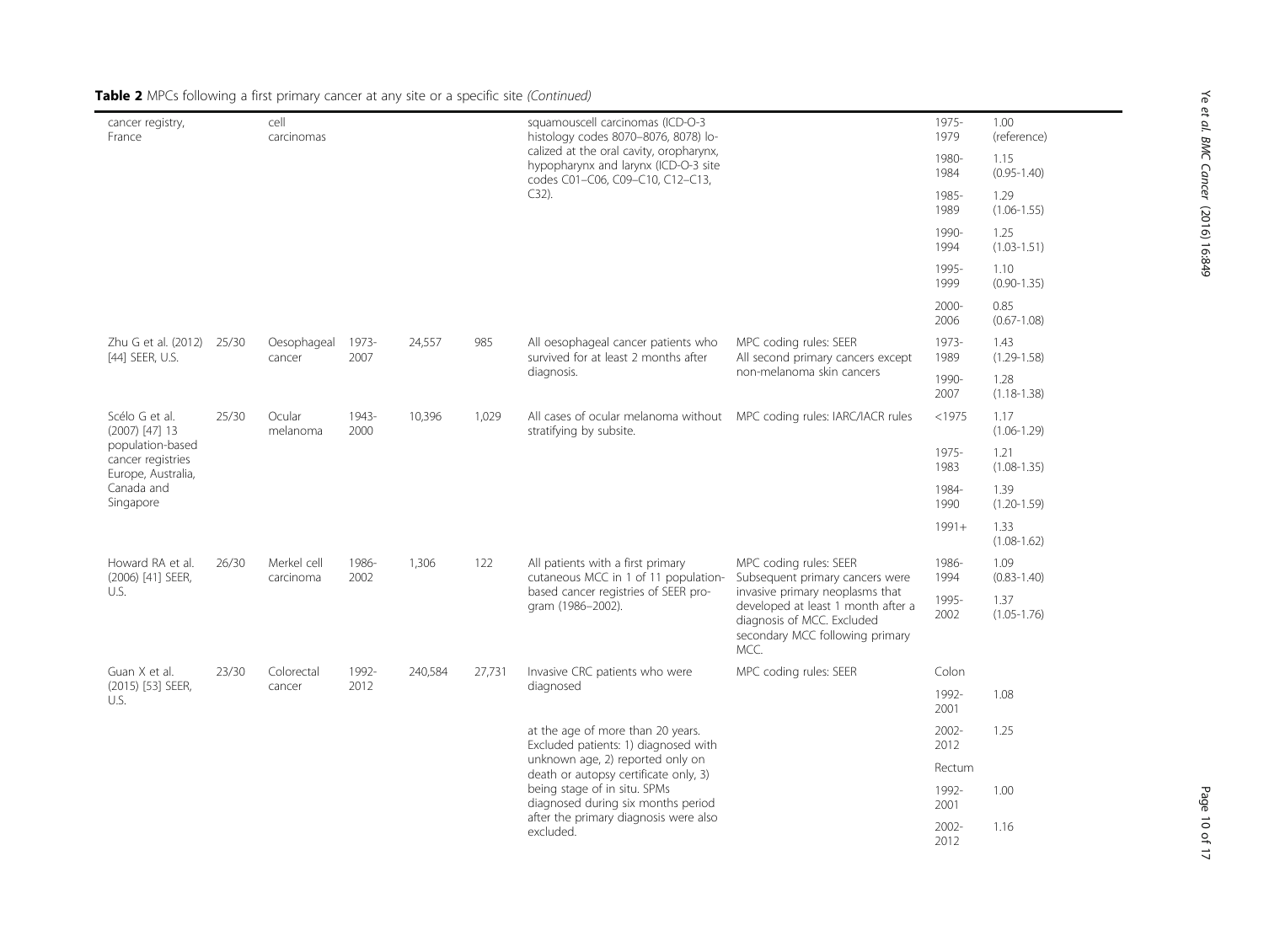**Table 2** MPCs following a first primary cancer at any site or a specific site *(Continued)*

| | | | | | | | | | |
|---|---|---|---|---|---|---|---|---|---|
| cancer registry, France | | cell carcinomas | | | | squamouscell carcinomas (ICD-O-3 histology codes 8070–8076, 8078) localized at the oral cavity, oropharynx, hypopharynx and larynx (ICD-O-3 site codes C01–C06, C09–C10, C12–C13, C32). | | 1975-1979 | 1.00 (reference) |
| | | | | | | | | 1980-1984 | 1.15 (0.95-1.40) |
| | | | | | | | | 1985-1989 | 1.29 (1.06-1.55) |
| | | | | | | | | 1990-1994 | 1.25 (1.03-1.51) |
| | | | | | | | | 1995-1999 | 1.10 (0.90-1.35) |
| | | | | | | | | 2000-2006 | 0.85 (0.67-1.08) |
| Zhu G et al. (2012) [44] SEER, U.S. | 25/30 | Oesophageal cancer | 1973-2007 | 24,557 | 985 | All oesophageal cancer patients who survived for at least 2 months after diagnosis. | MPC coding rules: SEER All second primary cancers except non-melanoma skin cancers | 1973-1989 | 1.43 (1.29-1.58) |
| | | | | | | | | 1990-2007 | 1.28 (1.18-1.38) |
| Scélo G et al. (2007) [47] 13 population-based cancer registries Europe, Australia, Canada and Singapore | 25/30 | Ocular melanoma | 1943-2000 | 10,396 | 1,029 | All cases of ocular melanoma without stratifying by subsite. | MPC coding rules: IARC/IACR rules | <1975 | 1.17 (1.06-1.29) |
| | | | | | | | | 1975-1983 | 1.21 (1.08-1.35) |
| | | | | | | | | 1984-1990 | 1.39 (1.20-1.59) |
| | | | | | | | | 1991+ | 1.33 (1.08-1.62) |
| Howard RA et al. (2006) [41] SEER, U.S. | 26/30 | Merkel cell carcinoma | 1986-2002 | 1,306 | 122 | All patients with a first primary cutaneous MCC in 1 of 11 population-based cancer registries of SEER program (1986–2002). | MPC coding rules: SEER Subsequent primary cancers were invasive primary neoplasms that developed at least 1 month after a diagnosis of MCC. Excluded secondary MCC following primary MCC. | 1986-1994 | 1.09 (0.83-1.40) |
| | | | | | | | | 1995-2002 | 1.37 (1.05-1.76) |
| Guan X et al. (2015) [53] SEER, U.S. | 23/30 | Colorectal cancer | 1992-2012 | 240,584 | 27,731 | Invasive CRC patients who were diagnosed at the age of more than 20 years. Excluded patients: 1) diagnosed with unknown age, 2) reported only on death or autopsy certificate only, 3) being stage of in situ. SPMs diagnosed during six months period after the primary diagnosis were also excluded. | MPC coding rules: SEER | Colon | |
| | | | | | | | | 1992-2001 | 1.08 |
| | | | | | | | | 2002-2012 | 1.25 |
| | | | | | | | | Rectum | |
| | | | | | | | | 1992-2001 | 1.00 |
| | | | | | | | | 2002-2012 | 1.16 |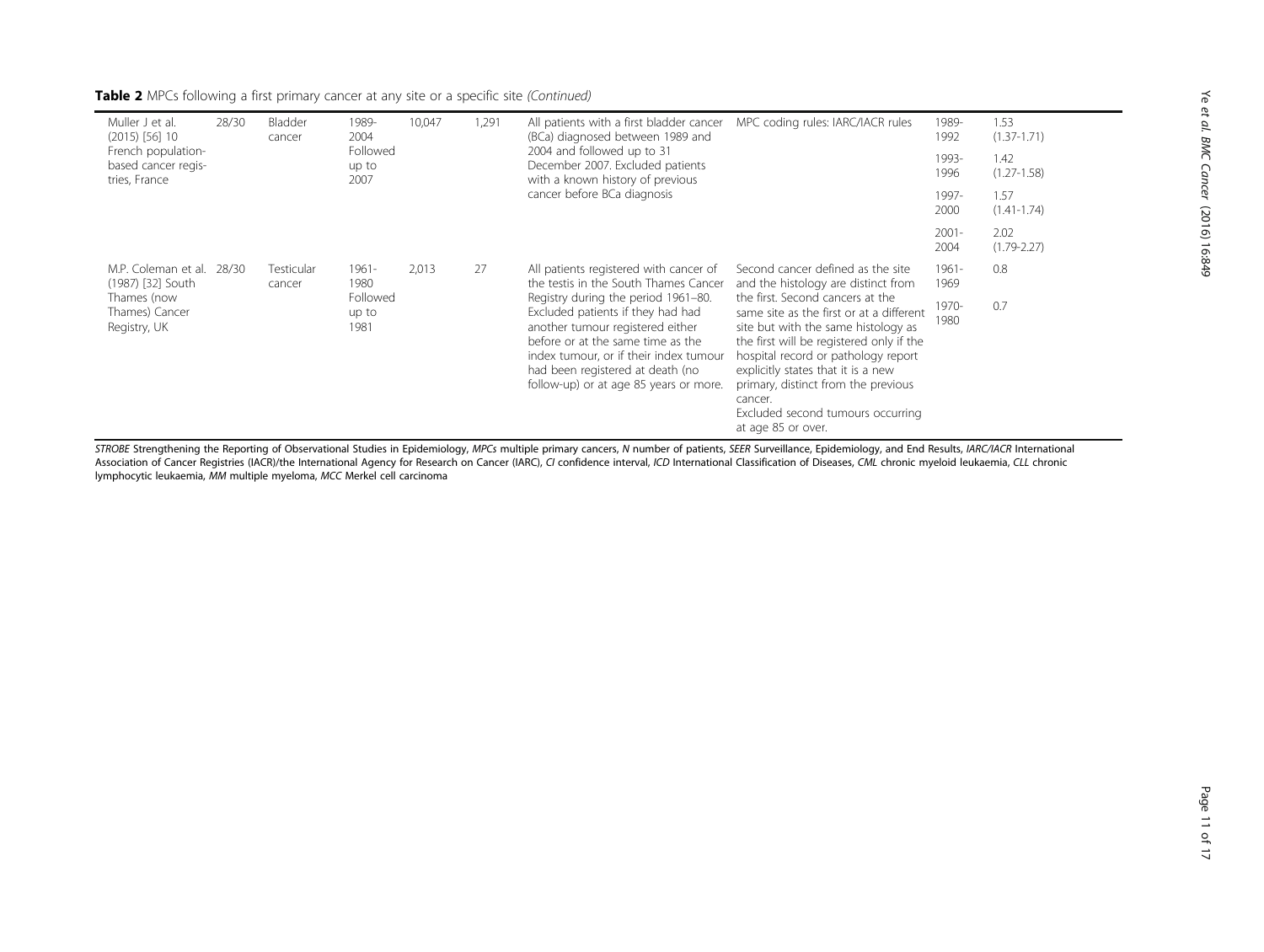**Table 2** MPCs following a first primary cancer at any site or a specific site *(Continued)*

| | | | | | | | | | |
|---|---|---|---|---|---|---|---|---|---|
| Muller J et al. (2015) [56] 10 French population-based cancer registries, France | 28/30 | Bladder cancer | 1989-2004 Followed up to 2007 | 10,047 | 1,291 | All patients with a first bladder cancer (BCa) diagnosed between 1989 and 2004 and followed up to 31 December 2007. Excluded patients with a known history of previous cancer before BCa diagnosis | MPC coding rules: IARC/IACR rules | 1989-1992 | 1.53 (1.37-1.71) |
| | | | | | | | | 1993-1996 | 1.42 (1.27-1.58) |
| | | | | | | | | 1997-2000 | 1.57 (1.41-1.74) |
| | | | | | | | | 2001-2004 | 2.02 (1.79-2.27) |
| M.P. Coleman et al. (1987) [32] South Thames (now Thames) Cancer Registry, UK | 28/30 | Testicular cancer | 1961-1980 Followed up to 1981 | 2,013 | 27 | All patients registered with cancer of the testis in the South Thames Cancer Registry during the period 1961–80. Excluded patients if they had had another tumour registered either before or at the same time as the index tumour, or if their index tumour had been registered at death (no follow-up) or at age 85 years or more. | Second cancer defined as the site and the histology are distinct from the first. Second cancers at the same site as the first or at a different site but with the same histology as the first will be registered only if the hospital record or pathology report explicitly states that it is a new primary, distinct from the previous cancer. Excluded second tumours occurring at age 85 or over. | 1961-1969 | 0.8 |
| | | | | | | | | 1970-1980 | 0.7 |

*STROBE* Strengthening the Reporting of Observational Studies in Epidemiology, *MPCs* multiple primary cancers, *N* number of patients, *SEER* Surveillance, Epidemiology, and End Results, *IARC/IACR* International Association of Cancer Registries (IACR)/the International Agency for Research on Cancer (IARC), *CI* confidence interval, *ICD* International Classification of Diseases, *CML* chronic myeloid leukaemia, *CLL* chronic lymphocytic leukaemia, *MM* multiple myeloma, *MCC* Merkel cell carcinoma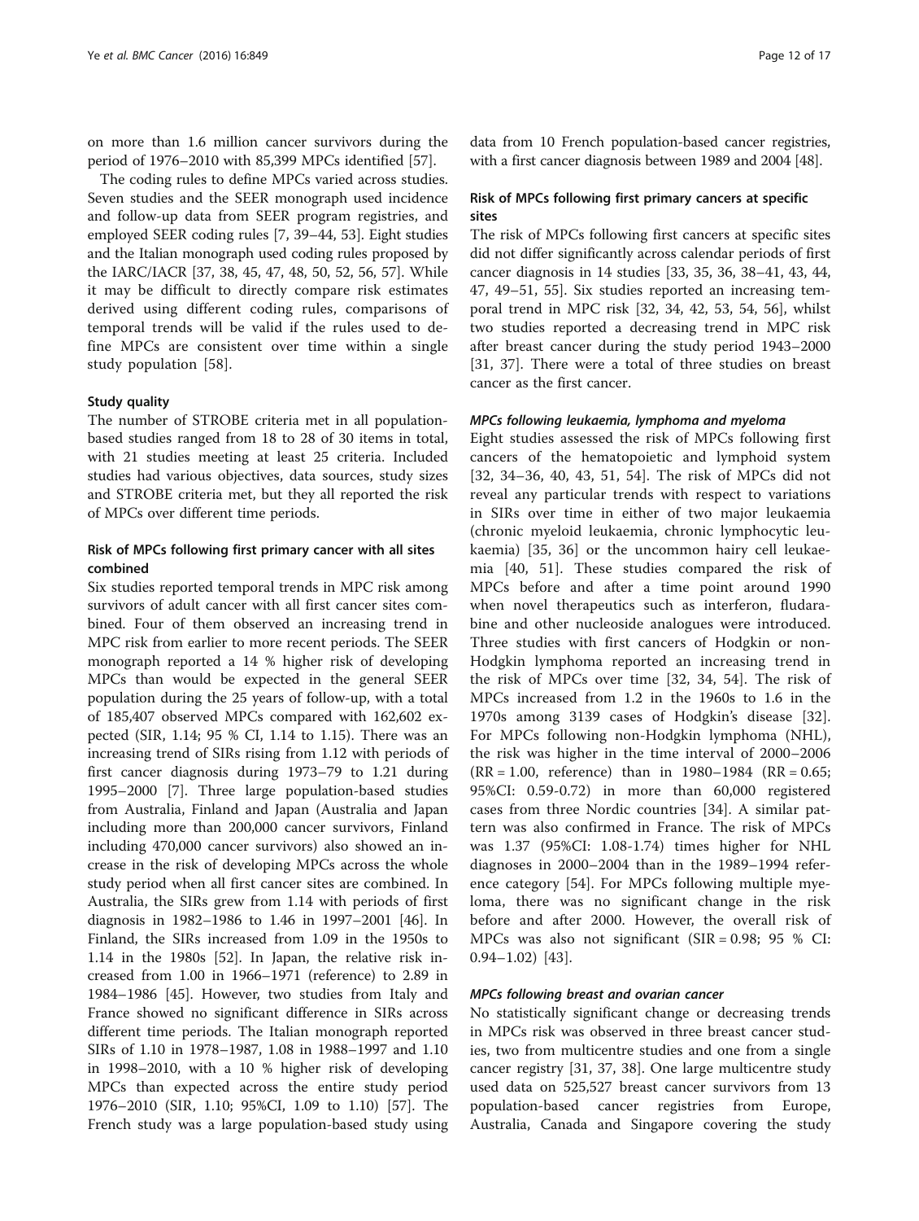on more than 1.6 million cancer survivors during the period of 1976–2010 with 85,399 MPCs identified [57].

The coding rules to define MPCs varied across studies. Seven studies and the SEER monograph used incidence and follow-up data from SEER program registries, and employed SEER coding rules [7, 39–44, 53]. Eight studies and the Italian monograph used coding rules proposed by the IARC/IACR [37, 38, 45, 47, 48, 50, 52, 56, 57]. While it may be difficult to directly compare risk estimates derived using different coding rules, comparisons of temporal trends will be valid if the rules used to define MPCs are consistent over time within a single study population [58].

### Study quality

The number of STROBE criteria met in all population-based studies ranged from 18 to 28 of 30 items in total, with 21 studies meeting at least 25 criteria. Included studies had various objectives, data sources, study sizes and STROBE criteria met, but they all reported the risk of MPCs over different time periods.

## Risk of MPCs following first primary cancer with all sites combined

Six studies reported temporal trends in MPC risk among survivors of adult cancer with all first cancer sites combined. Four of them observed an increasing trend in MPC risk from earlier to more recent periods. The SEER monograph reported a 14 % higher risk of developing MPCs than would be expected in the general SEER population during the 25 years of follow-up, with a total of 185,407 observed MPCs compared with 162,602 expected (SIR, 1.14; 95 % CI, 1.14 to 1.15). There was an increasing trend of SIRs rising from 1.12 with periods of first cancer diagnosis during 1973–79 to 1.21 during 1995–2000 [7]. Three large population-based studies from Australia, Finland and Japan (Australia and Japan including more than 200,000 cancer survivors, Finland including 470,000 cancer survivors) also showed an increase in the risk of developing MPCs across the whole study period when all first cancer sites are combined. In Australia, the SIRs grew from 1.14 with periods of first diagnosis in 1982–1986 to 1.46 in 1997–2001 [46]. In Finland, the SIRs increased from 1.09 in the 1950s to 1.14 in the 1980s [52]. In Japan, the relative risk increased from 1.00 in 1966–1971 (reference) to 2.89 in 1984–1986 [45]. However, two studies from Italy and France showed no significant difference in SIRs across different time periods. The Italian monograph reported SIRs of 1.10 in 1978–1987, 1.08 in 1988–1997 and 1.10 in 1998–2010, with a 10 % higher risk of developing MPCs than expected across the entire study period 1976–2010 (SIR, 1.10; 95%CI, 1.09 to 1.10) [57]. The French study was a large population-based study using data from 10 French population-based cancer registries, with a first cancer diagnosis between 1989 and 2004 [48].

## Risk of MPCs following first primary cancers at specific sites

The risk of MPCs following first cancers at specific sites did not differ significantly across calendar periods of first cancer diagnosis in 14 studies [33, 35, 36, 38–41, 43, 44, 47, 49–51, 55]. Six studies reported an increasing temporal trend in MPC risk [32, 34, 42, 53, 54, 56], whilst two studies reported a decreasing trend in MPC risk after breast cancer during the study period 1943–2000 [31, 37]. There were a total of three studies on breast cancer as the first cancer.

### *MPCs following leukaemia, lymphoma and myeloma*

Eight studies assessed the risk of MPCs following first cancers of the hematopoietic and lymphoid system [32, 34–36, 40, 43, 51, 54]. The risk of MPCs did not reveal any particular trends with respect to variations in SIRs over time in either of two major leukaemia (chronic myeloid leukaemia, chronic lymphocytic leukaemia) [35, 36] or the uncommon hairy cell leukaemia [40, 51]. These studies compared the risk of MPCs before and after a time point around 1990 when novel therapeutics such as interferon, fludarabine and other nucleoside analogues were introduced. Three studies with first cancers of Hodgkin or non-Hodgkin lymphoma reported an increasing trend in the risk of MPCs over time [32, 34, 54]. The risk of MPCs increased from 1.2 in the 1960s to 1.6 in the 1970s among 3139 cases of Hodgkin's disease [32]. For MPCs following non-Hodgkin lymphoma (NHL), the risk was higher in the time interval of 2000–2006 (RR = 1.00, reference) than in 1980–1984 (RR = 0.65; 95%CI: 0.59-0.72) in more than 60,000 registered cases from three Nordic countries [34]. A similar pattern was also confirmed in France. The risk of MPCs was 1.37 (95%CI: 1.08-1.74) times higher for NHL diagnoses in 2000–2004 than in the 1989–1994 reference category [54]. For MPCs following multiple myeloma, there was no significant change in the risk before and after 2000. However, the overall risk of MPCs was also not significant (SIR = 0.98; 95 % CI: 0.94–1.02) [43].

### *MPCs following breast and ovarian cancer*

No statistically significant change or decreasing trends in MPCs risk was observed in three breast cancer studies, two from multicentre studies and one from a single cancer registry [31, 37, 38]. One large multicentre study used data on 525,527 breast cancer survivors from 13 population-based cancer registries from Europe, Australia, Canada and Singapore covering the study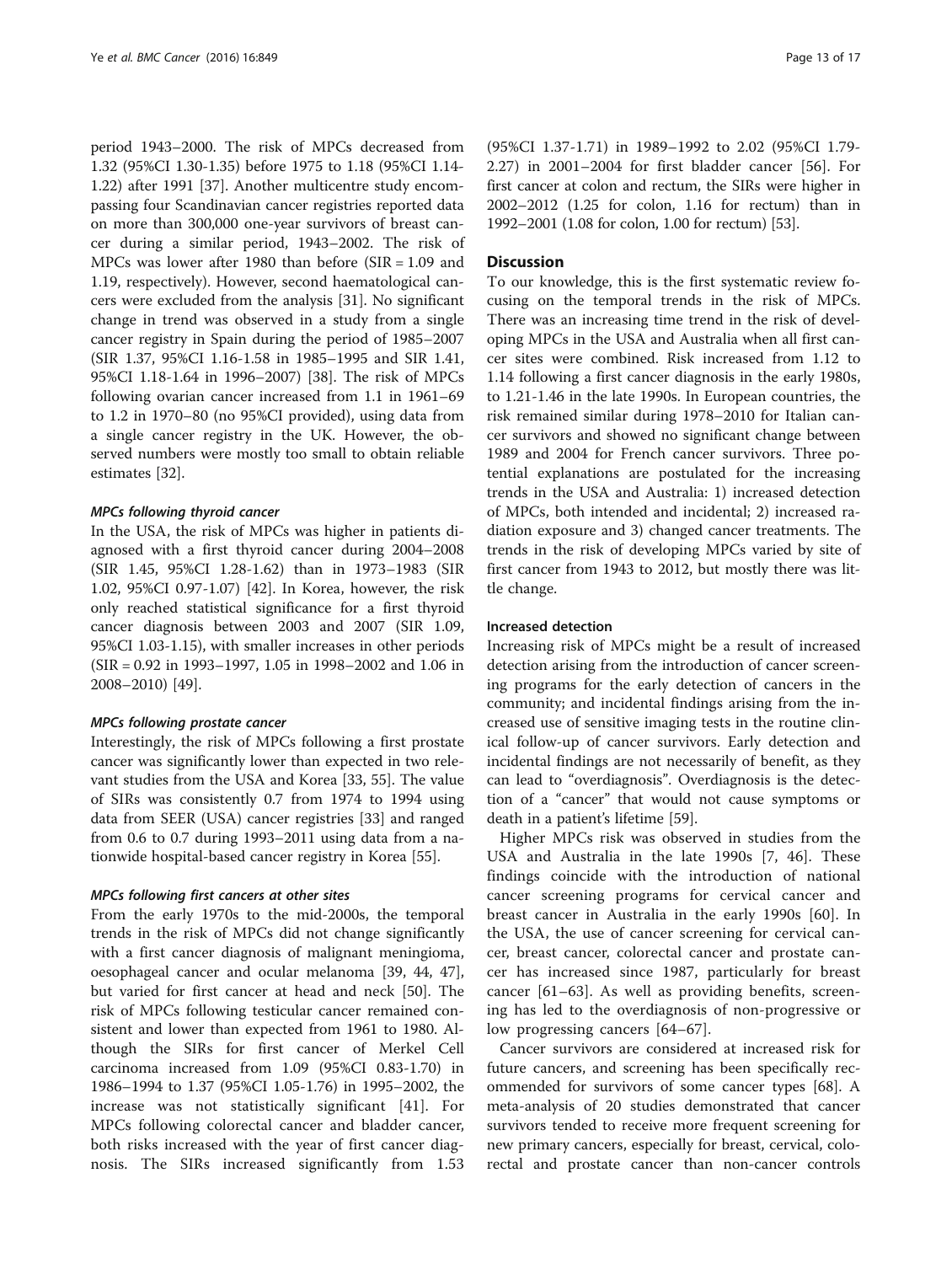period 1943–2000. The risk of MPCs decreased from 1.32 (95%CI 1.30-1.35) before 1975 to 1.18 (95%CI 1.14-1.22) after 1991 [37]. Another multicentre study encompassing four Scandinavian cancer registries reported data on more than 300,000 one-year survivors of breast cancer during a similar period, 1943–2002. The risk of MPCs was lower after 1980 than before (SIR = 1.09 and 1.19, respectively). However, second haematological cancers were excluded from the analysis [31]. No significant change in trend was observed in a study from a single cancer registry in Spain during the period of 1985–2007 (SIR 1.37, 95%CI 1.16-1.58 in 1985–1995 and SIR 1.41, 95%CI 1.18-1.64 in 1996–2007) [38]. The risk of MPCs following ovarian cancer increased from 1.1 in 1961–69 to 1.2 in 1970–80 (no 95%CI provided), using data from a single cancer registry in the UK. However, the observed numbers were mostly too small to obtain reliable estimates [32].

#### *MPCs following thyroid cancer*

In the USA, the risk of MPCs was higher in patients diagnosed with a first thyroid cancer during 2004–2008 (SIR 1.45, 95%CI 1.28-1.62) than in 1973–1983 (SIR 1.02, 95%CI 0.97-1.07) [42]. In Korea, however, the risk only reached statistical significance for a first thyroid cancer diagnosis between 2003 and 2007 (SIR 1.09, 95%CI 1.03-1.15), with smaller increases in other periods (SIR = 0.92 in 1993–1997, 1.05 in 1998–2002 and 1.06 in 2008–2010) [49].

#### *MPCs following prostate cancer*

Interestingly, the risk of MPCs following a first prostate cancer was significantly lower than expected in two relevant studies from the USA and Korea [33, 55]. The value of SIRs was consistently 0.7 from 1974 to 1994 using data from SEER (USA) cancer registries [33] and ranged from 0.6 to 0.7 during 1993–2011 using data from a nationwide hospital-based cancer registry in Korea [55].

#### *MPCs following first cancers at other sites*

From the early 1970s to the mid-2000s, the temporal trends in the risk of MPCs did not change significantly with a first cancer diagnosis of malignant meningioma, oesophageal cancer and ocular melanoma [39, 44, 47], but varied for first cancer at head and neck [50]. The risk of MPCs following testicular cancer remained consistent and lower than expected from 1961 to 1980. Although the SIRs for first cancer of Merkel Cell carcinoma increased from 1.09 (95%CI 0.83-1.70) in 1986–1994 to 1.37 (95%CI 1.05-1.76) in 1995–2002, the increase was not statistically significant [41]. For MPCs following colorectal cancer and bladder cancer, both risks increased with the year of first cancer diagnosis. The SIRs increased significantly from 1.53 (95%CI 1.37-1.71) in 1989–1992 to 2.02 (95%CI 1.79-2.27) in 2001–2004 for first bladder cancer [56]. For first cancer at colon and rectum, the SIRs were higher in 2002–2012 (1.25 for colon, 1.16 for rectum) than in 1992–2001 (1.08 for colon, 1.00 for rectum) [53].

## Discussion

To our knowledge, this is the first systematic review focusing on the temporal trends in the risk of MPCs. There was an increasing time trend in the risk of developing MPCs in the USA and Australia when all first cancer sites were combined. Risk increased from 1.12 to 1.14 following a first cancer diagnosis in the early 1980s, to 1.21-1.46 in the late 1990s. In European countries, the risk remained similar during 1978–2010 for Italian cancer survivors and showed no significant change between 1989 and 2004 for French cancer survivors. Three potential explanations are postulated for the increasing trends in the USA and Australia: 1) increased detection of MPCs, both intended and incidental; 2) increased radiation exposure and 3) changed cancer treatments. The trends in the risk of developing MPCs varied by site of first cancer from 1943 to 2012, but mostly there was little change.

### Increased detection

Increasing risk of MPCs might be a result of increased detection arising from the introduction of cancer screening programs for the early detection of cancers in the community; and incidental findings arising from the increased use of sensitive imaging tests in the routine clinical follow-up of cancer survivors. Early detection and incidental findings are not necessarily of benefit, as they can lead to "overdiagnosis". Overdiagnosis is the detection of a "cancer" that would not cause symptoms or death in a patient's lifetime [59].

Higher MPCs risk was observed in studies from the USA and Australia in the late 1990s [7, 46]. These findings coincide with the introduction of national cancer screening programs for cervical cancer and breast cancer in Australia in the early 1990s [60]. In the USA, the use of cancer screening for cervical cancer, breast cancer, colorectal cancer and prostate cancer has increased since 1987, particularly for breast cancer [61–63]. As well as providing benefits, screening has led to the overdiagnosis of non-progressive or low progressing cancers [64–67].

Cancer survivors are considered at increased risk for future cancers, and screening has been specifically recommended for survivors of some cancer types [68]. A meta-analysis of 20 studies demonstrated that cancer survivors tended to receive more frequent screening for new primary cancers, especially for breast, cervical, colorectal and prostate cancer than non-cancer controls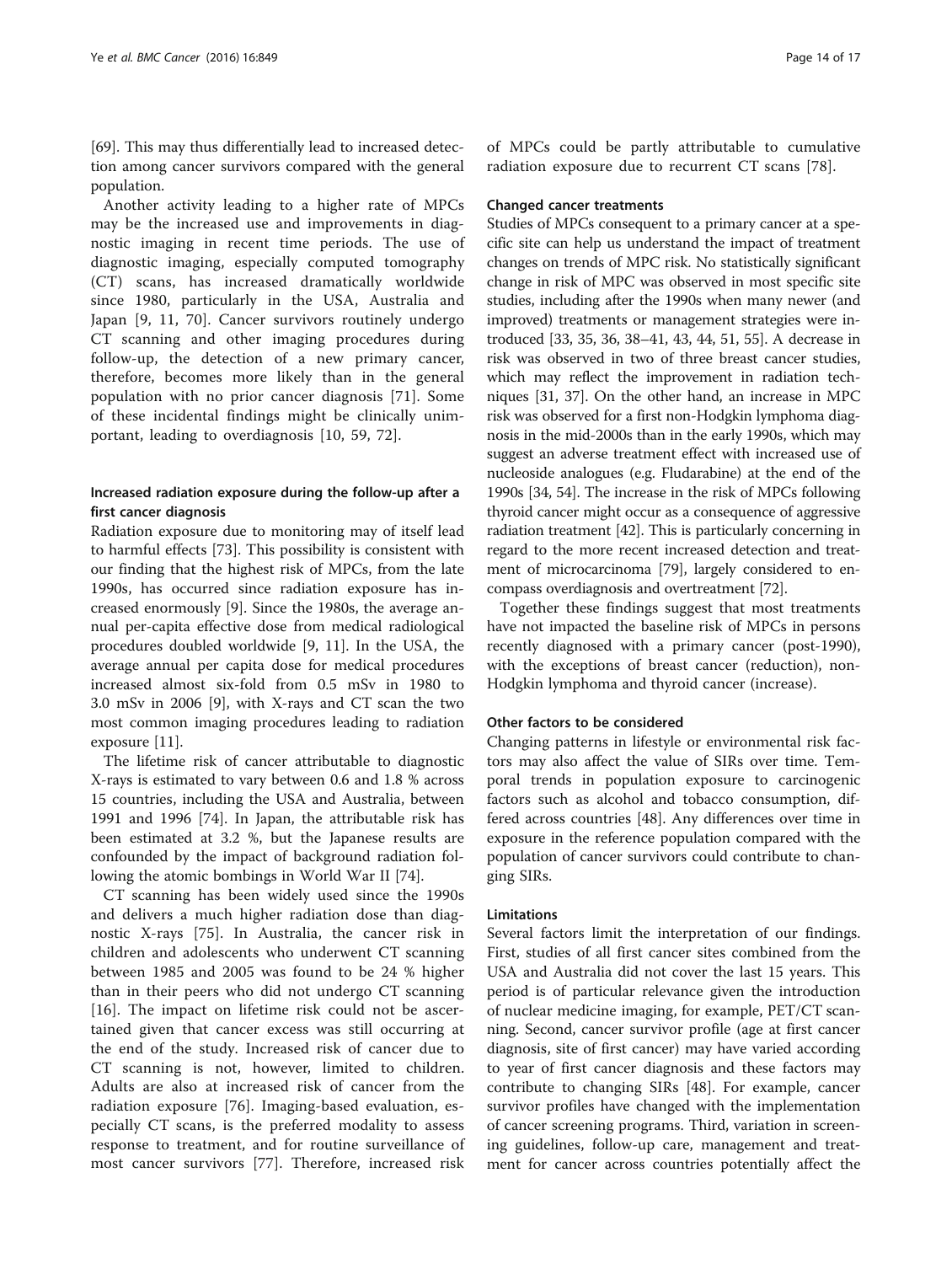[69]. This may thus differentially lead to increased detection among cancer survivors compared with the general population.

Another activity leading to a higher rate of MPCs may be the increased use and improvements in diagnostic imaging in recent time periods. The use of diagnostic imaging, especially computed tomography (CT) scans, has increased dramatically worldwide since 1980, particularly in the USA, Australia and Japan [9, 11, 70]. Cancer survivors routinely undergo CT scanning and other imaging procedures during follow-up, the detection of a new primary cancer, therefore, becomes more likely than in the general population with no prior cancer diagnosis [71]. Some of these incidental findings might be clinically unimportant, leading to overdiagnosis [10, 59, 72].

### Increased radiation exposure during the follow-up after a first cancer diagnosis

Radiation exposure due to monitoring may of itself lead to harmful effects [73]. This possibility is consistent with our finding that the highest risk of MPCs, from the late 1990s, has occurred since radiation exposure has increased enormously [9]. Since the 1980s, the average annual per-capita effective dose from medical radiological procedures doubled worldwide [9, 11]. In the USA, the average annual per capita dose for medical procedures increased almost six-fold from 0.5 mSv in 1980 to 3.0 mSv in 2006 [9], with X-rays and CT scan the two most common imaging procedures leading to radiation exposure [11].

The lifetime risk of cancer attributable to diagnostic X-rays is estimated to vary between 0.6 and 1.8 % across 15 countries, including the USA and Australia, between 1991 and 1996 [74]. In Japan, the attributable risk has been estimated at 3.2 %, but the Japanese results are confounded by the impact of background radiation following the atomic bombings in World War II [74].

CT scanning has been widely used since the 1990s and delivers a much higher radiation dose than diagnostic X-rays [75]. In Australia, the cancer risk in children and adolescents who underwent CT scanning between 1985 and 2005 was found to be 24 % higher than in their peers who did not undergo CT scanning [16]. The impact on lifetime risk could not be ascertained given that cancer excess was still occurring at the end of the study. Increased risk of cancer due to CT scanning is not, however, limited to children. Adults are also at increased risk of cancer from the radiation exposure [76]. Imaging-based evaluation, especially CT scans, is the preferred modality to assess response to treatment, and for routine surveillance of most cancer survivors [77]. Therefore, increased risk of MPCs could be partly attributable to cumulative radiation exposure due to recurrent CT scans [78].

### Changed cancer treatments

Studies of MPCs consequent to a primary cancer at a specific site can help us understand the impact of treatment changes on trends of MPC risk. No statistically significant change in risk of MPC was observed in most specific site studies, including after the 1990s when many newer (and improved) treatments or management strategies were introduced [33, 35, 36, 38–41, 43, 44, 51, 55]. A decrease in risk was observed in two of three breast cancer studies, which may reflect the improvement in radiation techniques [31, 37]. On the other hand, an increase in MPC risk was observed for a first non-Hodgkin lymphoma diagnosis in the mid-2000s than in the early 1990s, which may suggest an adverse treatment effect with increased use of nucleoside analogues (e.g. Fludarabine) at the end of the 1990s [34, 54]. The increase in the risk of MPCs following thyroid cancer might occur as a consequence of aggressive radiation treatment [42]. This is particularly concerning in regard to the more recent increased detection and treatment of microcarcinoma [79], largely considered to encompass overdiagnosis and overtreatment [72].

Together these findings suggest that most treatments have not impacted the baseline risk of MPCs in persons recently diagnosed with a primary cancer (post-1990), with the exceptions of breast cancer (reduction), non-Hodgkin lymphoma and thyroid cancer (increase).

### Other factors to be considered

Changing patterns in lifestyle or environmental risk factors may also affect the value of SIRs over time. Temporal trends in population exposure to carcinogenic factors such as alcohol and tobacco consumption, differed across countries [48]. Any differences over time in exposure in the reference population compared with the population of cancer survivors could contribute to changing SIRs.

### Limitations

Several factors limit the interpretation of our findings. First, studies of all first cancer sites combined from the USA and Australia did not cover the last 15 years. This period is of particular relevance given the introduction of nuclear medicine imaging, for example, PET/CT scanning. Second, cancer survivor profile (age at first cancer diagnosis, site of first cancer) may have varied according to year of first cancer diagnosis and these factors may contribute to changing SIRs [48]. For example, cancer survivor profiles have changed with the implementation of cancer screening programs. Third, variation in screening guidelines, follow-up care, management and treatment for cancer across countries potentially affect the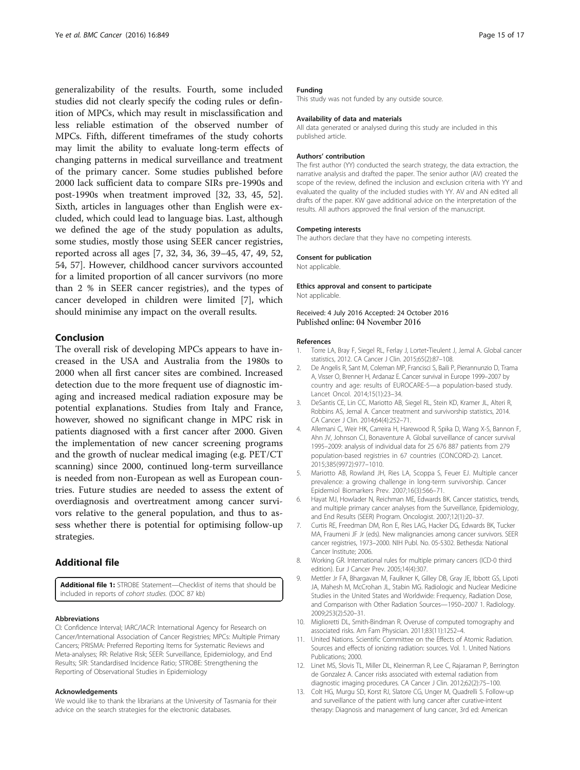generalizability of the results. Fourth, some included studies did not clearly specify the coding rules or definition of MPCs, which may result in misclassification and less reliable estimation of the observed number of MPCs. Fifth, different timeframes of the study cohorts may limit the ability to evaluate long-term effects of changing patterns in medical surveillance and treatment of the primary cancer. Some studies published before 2000 lack sufficient data to compare SIRs pre-1990s and post-1990s when treatment improved [32, 33, 45, 52]. Sixth, articles in languages other than English were excluded, which could lead to language bias. Last, although we defined the age of the study population as adults, some studies, mostly those using SEER cancer registries, reported across all ages [7, 32, 34, 36, 39–45, 47, 49, 52, 54, 57]. However, childhood cancer survivors accounted for a limited proportion of all cancer survivors (no more than 2 % in SEER cancer registries), and the types of cancer developed in children were limited [7], which should minimise any impact on the overall results.

## Conclusion

The overall risk of developing MPCs appears to have increased in the USA and Australia from the 1980s to 2000 when all first cancer sites are combined. Increased detection due to the more frequent use of diagnostic imaging and increased medical radiation exposure may be potential explanations. Studies from Italy and France, however, showed no significant change in MPC risk in patients diagnosed with a first cancer after 2000. Given the implementation of new cancer screening programs and the growth of nuclear medical imaging (e.g. PET/CT scanning) since 2000, continued long-term surveillance is needed from non-European as well as European countries. Future studies are needed to assess the extent of overdiagnosis and overtreatment among cancer survivors relative to the general population, and thus to assess whether there is potential for optimising follow-up strategies.

## Additional file

**Additional file 1:** STROBE Statement—Checklist of items that should be included in reports of *cohort studies*. (DOC 87 kb)

#### Abbreviations

CI: Confidence Interval; IARC/IACR: International Agency for Research on Cancer/International Association of Cancer Registries; MPCs: Multiple Primary Cancers; PRISMA: Preferred Reporting Items for Systematic Reviews and Meta-analyses; RR: Relative Risk; SEER: Surveillance, Epidemiology, and End Results; SIR: Standardised Incidence Ratio; STROBE: Strengthening the Reporting of Observational Studies in Epidemiology

#### Acknowledgements

We would like to thank the librarians at the University of Tasmania for their advice on the search strategies for the electronic databases.

#### Funding

This study was not funded by any outside source.

#### Availability of data and materials

All data generated or analysed during this study are included in this published article.

#### Authors' contribution

The first author (YY) conducted the search strategy, the data extraction, the narrative analysis and drafted the paper. The senior author (AV) created the scope of the review, defined the inclusion and exclusion criteria with YY and evaluated the quality of the included studies with YY. AV and AN edited all drafts of the paper. KW gave additional advice on the interpretation of the results. All authors approved the final version of the manuscript.

#### Competing interests

The authors declare that they have no competing interests.

#### Consent for publication

Not applicable.

#### Ethics approval and consent to participate

Not applicable.

Received: 4 July 2016 Accepted: 24 October 2016
Published online: 04 November 2016

#### References

1. Torre LA, Bray F, Siegel RL, Ferlay J, Lortet-Tieulent J, Jemal A. Global cancer statistics, 2012. CA Cancer J Clin. 2015;65(2):87–108.
2. De Angelis R, Sant M, Coleman MP, Francisci S, Baili P, Pierannunzio D, Trama A, Visser O, Brenner H, Ardanaz E. Cancer survival in Europe 1999–2007 by country and age: results of EUROCARE-5—a population-based study. Lancet Oncol. 2014;15(1):23–34.
3. DeSantis CE, Lin CC, Mariotto AB, Siegel RL, Stein KD, Kramer JL, Alteri R, Robbins AS, Jemal A. Cancer treatment and survivorship statistics, 2014. CA Cancer J Clin. 2014;64(4):252–71.
4. Allemani C, Weir HK, Carreira H, Harewood R, Spika D, Wang X-S, Bannon F, Ahn JV, Johnson CJ, Bonaventure A. Global surveillance of cancer survival 1995–2009: analysis of individual data for 25 676 887 patients from 279 population-based registries in 67 countries (CONCORD-2). Lancet. 2015;385(9972):977–1010.
5. Mariotto AB, Rowland JH, Ries LA, Scoppa S, Feuer EJ. Multiple cancer prevalence: a growing challenge in long-term survivorship. Cancer Epidemiol Biomarkers Prev. 2007;16(3):566–71.
6. Hayat MJ, Howlader N, Reichman ME, Edwards BK. Cancer statistics, trends, and multiple primary cancer analyses from the Surveillance, Epidemiology, and End Results (SEER) Program. Oncologist. 2007;12(1):20–37.
7. Curtis RE, Freedman DM, Ron E, Ries LAG, Hacker DG, Edwards BK, Tucker MA, Fraumeni JF Jr (eds). New malignancies among cancer survivors. SEER cancer registries, 1973–2000. NIH Publ. No. 05-5302. Bethesda: National Cancer Institute; 2006.
8. Working GR. International rules for multiple primary cancers (ICD-0 third edition). Eur J Cancer Prev. 2005;14(4):307.
9. Mettler Jr FA, Bhargavan M, Faulkner K, Gilley DB, Gray JE, Ibbott GS, Lipoti JA, Mahesh M, McCrohan JL, Stabin MG. Radiologic and Nuclear Medicine Studies in the United States and Worldwide: Frequency, Radiation Dose, and Comparison with Other Radiation Sources—1950–2007 1. Radiology. 2009;253(2):520–31.
10. Miglioretti DL, Smith-Bindman R. Overuse of computed tomography and associated risks. Am Fam Physician. 2011;83(11):1252–4.
11. United Nations. Scientific Committee on the Effects of Atomic Radiation. Sources and effects of ionizing radiation: sources. Vol. 1. United Nations Publications; 2000.
12. Linet MS, Slovis TL, Miller DL, Kleinerman R, Lee C, Rajaraman P, Berrington de Gonzalez A. Cancer risks associated with external radiation from diagnostic imaging procedures. CA Cancer J Clin. 2012;62(2):75–100.
13. Colt HG, Murgu SD, Korst RJ, Slatore CG, Unger M, Quadrelli S. Follow-up and surveillance of the patient with lung cancer after curative-intent therapy: Diagnosis and management of lung cancer, 3rd ed: American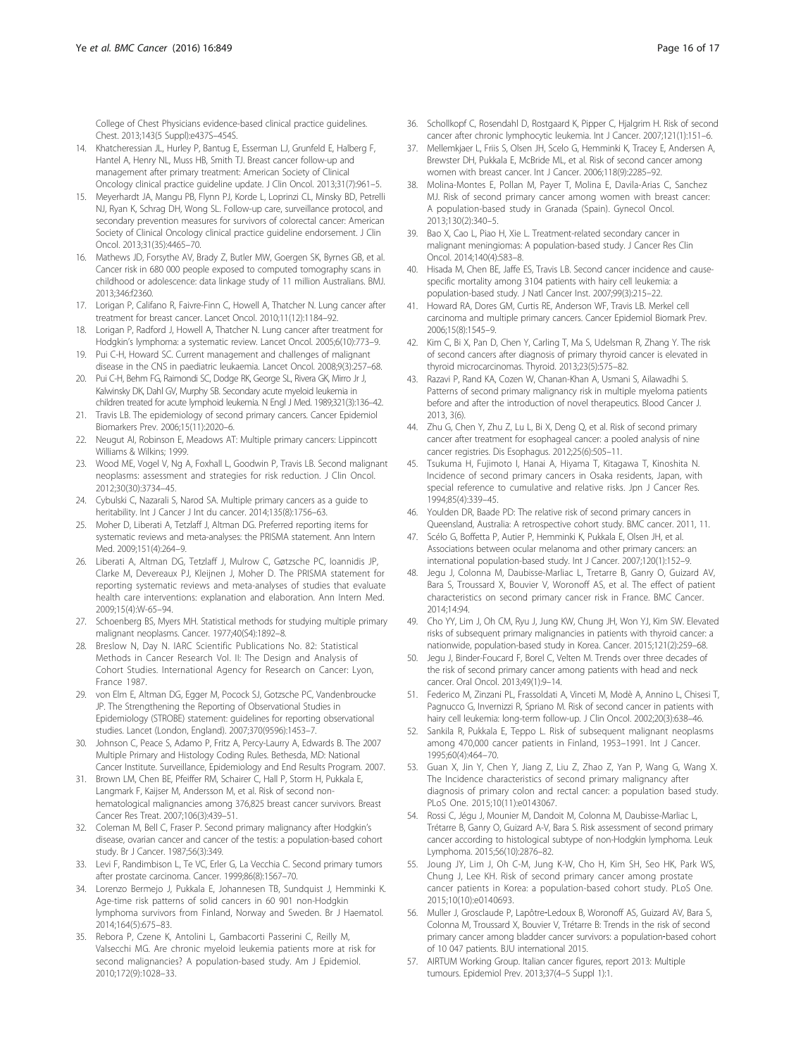College of Chest Physicians evidence-based clinical practice guidelines. Chest. 2013;143(5 Suppl):e437S–454S.

14. Khatcheressian JL, Hurley P, Bantug E, Esserman LJ, Grunfeld E, Halberg F, Hantel A, Henry NL, Muss HB, Smith TJ. Breast cancer follow-up and management after primary treatment: American Society of Clinical Oncology clinical practice guideline update. J Clin Oncol. 2013;31(7):961–5.
15. Meyerhardt JA, Mangu PB, Flynn PJ, Korde L, Loprinzi CL, Minsky BD, Petrelli NJ, Ryan K, Schrag DH, Wong SL. Follow-up care, surveillance protocol, and secondary prevention measures for survivors of colorectal cancer: American Society of Clinical Oncology clinical practice guideline endorsement. J Clin Oncol. 2013;31(35):4465–70.
16. Mathews JD, Forsythe AV, Brady Z, Butler MW, Goergen SK, Byrnes GB, et al. Cancer risk in 680 000 people exposed to computed tomography scans in childhood or adolescence: data linkage study of 11 million Australians. BMJ. 2013;346:f2360.
17. Lorigan P, Califano R, Faivre-Finn C, Howell A, Thatcher N. Lung cancer after treatment for breast cancer. Lancet Oncol. 2010;11(12):1184–92.
18. Lorigan P, Radford J, Howell A, Thatcher N. Lung cancer after treatment for Hodgkin's lymphoma: a systematic review. Lancet Oncol. 2005;6(10):773–9.
19. Pui C-H, Howard SC. Current management and challenges of malignant disease in the CNS in paediatric leukaemia. Lancet Oncol. 2008;9(3):257–68.
20. Pui C-H, Behm FG, Raimondi SC, Dodge RK, George SL, Rivera GK, Mirro Jr J, Kalwinsky DK, Dahl GV, Murphy SB. Secondary acute myeloid leukemia in children treated for acute lymphoid leukemia. N Engl J Med. 1989;321(3):136–42.
21. Travis LB. The epidemiology of second primary cancers. Cancer Epidemiol Biomarkers Prev. 2006;15(11):2020–6.
22. Neugut AI, Robinson E, Meadows AT: Multiple primary cancers: Lippincott Williams & Wilkins; 1999.
23. Wood ME, Vogel V, Ng A, Foxhall L, Goodwin P, Travis LB. Second malignant neoplasms: assessment and strategies for risk reduction. J Clin Oncol. 2012;30(30):3734–45.
24. Cybulski C, Nazarali S, Narod SA. Multiple primary cancers as a guide to heritability. Int J Cancer J Int du cancer. 2014;135(8):1756–63.
25. Moher D, Liberati A, Tetzlaff J, Altman DG. Preferred reporting items for systematic reviews and meta-analyses: the PRISMA statement. Ann Intern Med. 2009;151(4):264–9.
26. Liberati A, Altman DG, Tetzlaff J, Mulrow C, Gøtzsche PC, Ioannidis JP, Clarke M, Devereaux PJ, Kleijnen J, Moher D. The PRISMA statement for reporting systematic reviews and meta-analyses of studies that evaluate health care interventions: explanation and elaboration. Ann Intern Med. 2009;15(4):W-65–94.
27. Schoenberg BS, Myers MH. Statistical methods for studying multiple primary malignant neoplasms. Cancer. 1977;40(S4):1892–8.
28. Breslow N, Day N. IARC Scientific Publications No. 82: Statistical Methods in Cancer Research Vol. II: The Design and Analysis of Cohort Studies. International Agency for Research on Cancer: Lyon, France 1987.
29. von Elm E, Altman DG, Egger M, Pocock SJ, Gotzsche PC, Vandenbroucke JP. The Strengthening the Reporting of Observational Studies in Epidemiology (STROBE) statement: guidelines for reporting observational studies. Lancet (London, England). 2007;370(9596):1453–7.
30. Johnson C, Peace S, Adamo P, Fritz A, Percy-Laurry A, Edwards B. The 2007 Multiple Primary and Histology Coding Rules. Bethesda, MD: National Cancer Institute. Surveillance, Epidemiology and End Results Program. 2007.
31. Brown LM, Chen BE, Pfeiffer RM, Schairer C, Hall P, Storm H, Pukkala E, Langmark F, Kaijser M, Andersson M, et al. Risk of second non-hematological malignancies among 376,825 breast cancer survivors. Breast Cancer Res Treat. 2007;106(3):439–51.
32. Coleman M, Bell C, Fraser P. Second primary malignancy after Hodgkin's disease, ovarian cancer and cancer of the testis: a population-based cohort study. Br J Cancer. 1987;56(3):349.
33. Levi F, Randimbison L, Te VC, Erler G, La Vecchia C. Second primary tumors after prostate carcinoma. Cancer. 1999;86(8):1567–70.
34. Lorenzo Bermejo J, Pukkala E, Johannesen TB, Sundquist J, Hemminki K. Age-time risk patterns of solid cancers in 60 901 non-Hodgkin lymphoma survivors from Finland, Norway and Sweden. Br J Haematol. 2014;164(5):675–83.
35. Rebora P, Czene K, Antolini L, Gambacorti Passerini C, Reilly M, Valsecchi MG. Are chronic myeloid leukemia patients more at risk for second malignancies? A population-based study. Am J Epidemiol. 2010;172(9):1028–33.
36. Schollkopf C, Rosendahl D, Rostgaard K, Pipper C, Hjalgrim H. Risk of second cancer after chronic lymphocytic leukemia. Int J Cancer. 2007;121(1):151–6.
37. Mellemkjaer L, Friis S, Olsen JH, Scelo G, Hemminki K, Tracey E, Andersen A, Brewster DH, Pukkala E, McBride ML, et al. Risk of second cancer among women with breast cancer. Int J Cancer. 2006;118(9):2285–92.
38. Molina-Montes E, Pollan M, Payer T, Molina E, Davila-Arias C, Sanchez MJ. Risk of second primary cancer among women with breast cancer: A population-based study in Granada (Spain). Gynecol Oncol. 2013;130(2):340–5.
39. Bao X, Cao L, Piao H, Xie L. Treatment-related secondary cancer in malignant meningiomas: A population-based study. J Cancer Res Clin Oncol. 2014;140(4):583–8.
40. Hisada M, Chen BE, Jaffe ES, Travis LB. Second cancer incidence and cause-specific mortality among 3104 patients with hairy cell leukemia: a population-based study. J Natl Cancer Inst. 2007;99(3):215–22.
41. Howard RA, Dores GM, Curtis RE, Anderson WF, Travis LB. Merkel cell carcinoma and multiple primary cancers. Cancer Epidemiol Biomark Prev. 2006;15(8):1545–9.
42. Kim C, Bi X, Pan D, Chen Y, Carling T, Ma S, Udelsman R, Zhang Y. The risk of second cancers after diagnosis of primary thyroid cancer is elevated in thyroid microcarcinomas. Thyroid. 2013;23(5):575–82.
43. Razavi P, Rand KA, Cozen W, Chanan-Khan A, Usmani S, Ailawadhi S. Patterns of second primary malignancy risk in multiple myeloma patients before and after the introduction of novel therapeutics. Blood Cancer J. 2013, 3(6).
44. Zhu G, Chen Y, Zhu Z, Lu L, Bi X, Deng Q, et al. Risk of second primary cancer after treatment for esophageal cancer: a pooled analysis of nine cancer registries. Dis Esophagus. 2012;25(6):505–11.
45. Tsukuma H, Fujimoto I, Hanai A, Hiyama T, Kitagawa T, Kinoshita N. Incidence of second primary cancers in Osaka residents, Japan, with special reference to cumulative and relative risks. Jpn J Cancer Res. 1994;85(4):339–45.
46. Youlden DR, Baade PD: The relative risk of second primary cancers in Queensland, Australia: A retrospective cohort study. BMC cancer. 2011, 11.
47. Scélo G, Boffetta P, Autier P, Hemminki K, Pukkala E, Olsen JH, et al. Associations between ocular melanoma and other primary cancers: an international population-based study. Int J Cancer. 2007;120(1):152–9.
48. Jegu J, Colonna M, Daubisse-Marliac L, Tretarre B, Ganry O, Guizard AV, Bara S, Troussard X, Bouvier V, Woronoff AS, et al. The effect of patient characteristics on second primary cancer risk in France. BMC Cancer. 2014;14:94.
49. Cho YY, Lim J, Oh CM, Ryu J, Jung KW, Chung JH, Won YJ, Kim SW. Elevated risks of subsequent primary malignancies in patients with thyroid cancer: a nationwide, population-based study in Korea. Cancer. 2015;121(2):259–68.
50. Jegu J, Binder-Foucard F, Borel C, Velten M. Trends over three decades of the risk of second primary cancer among patients with head and neck cancer. Oral Oncol. 2013;49(1):9–14.
51. Federico M, Zinzani PL, Frassoldati A, Vinceti M, Modè A, Annino L, Chisesi T, Pagnucco G, Invernizzi R, Spriano M. Risk of second cancer in patients with hairy cell leukemia: long-term follow-up. J Clin Oncol. 2002;20(3):638–46.
52. Sankila R, Pukkala E, Teppo L. Risk of subsequent malignant neoplasms among 470,000 cancer patients in Finland, 1953–1991. Int J Cancer. 1995;60(4):464–70.
53. Guan X, Jin Y, Chen Y, Jiang Z, Liu Z, Zhao Z, Yan P, Wang G, Wang X. The Incidence characteristics of second primary malignancy after diagnosis of primary colon and rectal cancer: a population based study. PLoS One. 2015;10(11):e0143067.
54. Rossi C, Jégu J, Mounier M, Dandoit M, Colonna M, Daubisse-Marliac L, Trétarre B, Ganry O, Guizard A-V, Bara S. Risk assessment of second primary cancer according to histological subtype of non-Hodgkin lymphoma. Leuk Lymphoma. 2015;56(10):2876–82.
55. Joung JY, Lim J, Oh C-M, Jung K-W, Cho H, Kim SH, Seo HK, Park WS, Chung J, Lee KH. Risk of second primary cancer among prostate cancer patients in Korea: a population-based cohort study. PLoS One. 2015;10(10):e0140693.
56. Muller J, Grosclaude P, Lapôtre-Ledoux B, Woronoff AS, Guizard AV, Bara S, Colonna M, Troussard X, Bouvier V, Trétarre B: Trends in the risk of second primary cancer among bladder cancer survivors: a population-based cohort of 10 047 patients. BJU international 2015.
57. AIRTUM Working Group. Italian cancer figures, report 2013: Multiple tumours. Epidemiol Prev. 2013;37(4–5 Suppl 1):1.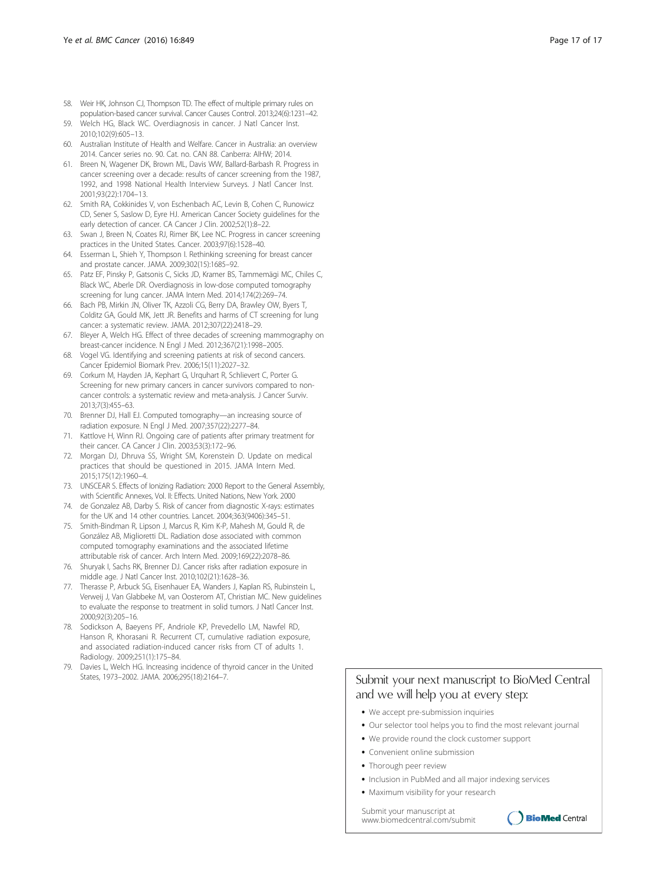58. Weir HK, Johnson CJ, Thompson TD. The effect of multiple primary rules on population-based cancer survival. Cancer Causes Control. 2013;24(6):1231–42.
59. Welch HG, Black WC. Overdiagnosis in cancer. J Natl Cancer Inst. 2010;102(9):605–13.
60. Australian Institute of Health and Welfare. Cancer in Australia: an overview 2014. Cancer series no. 90. Cat. no. CAN 88. Canberra: AIHW; 2014.
61. Breen N, Wagener DK, Brown ML, Davis WW, Ballard-Barbash R. Progress in cancer screening over a decade: results of cancer screening from the 1987, 1992, and 1998 National Health Interview Surveys. J Natl Cancer Inst. 2001;93(22):1704–13.
62. Smith RA, Cokkinides V, von Eschenbach AC, Levin B, Cohen C, Runowicz CD, Sener S, Saslow D, Eyre HJ. American Cancer Society guidelines for the early detection of cancer. CA Cancer J Clin. 2002;52(1):8–22.
63. Swan J, Breen N, Coates RJ, Rimer BK, Lee NC. Progress in cancer screening practices in the United States. Cancer. 2003;97(6):1528–40.
64. Esserman L, Shieh Y, Thompson I. Rethinking screening for breast cancer and prostate cancer. JAMA. 2009;302(15):1685–92.
65. Patz EF, Pinsky P, Gatsonis C, Sicks JD, Kramer BS, Tammemägi MC, Chiles C, Black WC, Aberle DR. Overdiagnosis in low-dose computed tomography screening for lung cancer. JAMA Intern Med. 2014;174(2):269–74.
66. Bach PB, Mirkin JN, Oliver TK, Azzoli CG, Berry DA, Brawley OW, Byers T, Colditz GA, Gould MK, Jett JR. Benefits and harms of CT screening for lung cancer: a systematic review. JAMA. 2012;307(22):2418–29.
67. Bleyer A, Welch HG. Effect of three decades of screening mammography on breast-cancer incidence. N Engl J Med. 2012;367(21):1998–2005.
68. Vogel VG. Identifying and screening patients at risk of second cancers. Cancer Epidemiol Biomark Prev. 2006;15(11):2027–32.
69. Corkum M, Hayden JA, Kephart G, Urquhart R, Schlievert C, Porter G. Screening for new primary cancers in cancer survivors compared to non-cancer controls: a systematic review and meta-analysis. J Cancer Surviv. 2013;7(3):455–63.
70. Brenner DJ, Hall EJ. Computed tomography—an increasing source of radiation exposure. N Engl J Med. 2007;357(22):2277–84.
71. Kattlove H, Winn RJ. Ongoing care of patients after primary treatment for their cancer. CA Cancer J Clin. 2003;53(3):172–96.
72. Morgan DJ, Dhruva SS, Wright SM, Korenstein D. Update on medical practices that should be questioned in 2015. JAMA Intern Med. 2015;175(12):1960–4.
73. UNSCEAR S. Effects of Ionizing Radiation: 2000 Report to the General Assembly, with Scientific Annexes, Vol. II: Effects. United Nations, New York. 2000
74. de Gonzalez AB, Darby S. Risk of cancer from diagnostic X-rays: estimates for the UK and 14 other countries. Lancet. 2004;363(9406):345–51.
75. Smith-Bindman R, Lipson J, Marcus R, Kim K-P, Mahesh M, Gould R, de González AB, Miglioretti DL. Radiation dose associated with common computed tomography examinations and the associated lifetime attributable risk of cancer. Arch Intern Med. 2009;169(22):2078–86.
76. Shuryak I, Sachs RK, Brenner DJ. Cancer risks after radiation exposure in middle age. J Natl Cancer Inst. 2010;102(21):1628–36.
77. Therasse P, Arbuck SG, Eisenhauer EA, Wanders J, Kaplan RS, Rubinstein L, Verweij J, Van Glabbeke M, van Oosterom AT, Christian MC. New guidelines to evaluate the response to treatment in solid tumors. J Natl Cancer Inst. 2000;92(3):205–16.
78. Sodickson A, Baeyens PF, Andriole KP, Prevedello LM, Nawfel RD, Hanson R, Khorasani R. Recurrent CT, cumulative radiation exposure, and associated radiation-induced cancer risks from CT of adults 1. Radiology. 2009;251(1):175–84.
79. Davies L, Welch HG. Increasing incidence of thyroid cancer in the United States, 1973–2002. JAMA. 2006;295(18):2164–7.

Submit your next manuscript to BioMed Central and we will help you at every step:

- We accept pre-submission inquiries
- Our selector tool helps you to find the most relevant journal
- We provide round the clock customer support
- Convenient online submission
- Thorough peer review
- Inclusion in PubMed and all major indexing services
- Maximum visibility for your research

Submit your manuscript at
www.biomedcentral.com/submit

BioMed Central